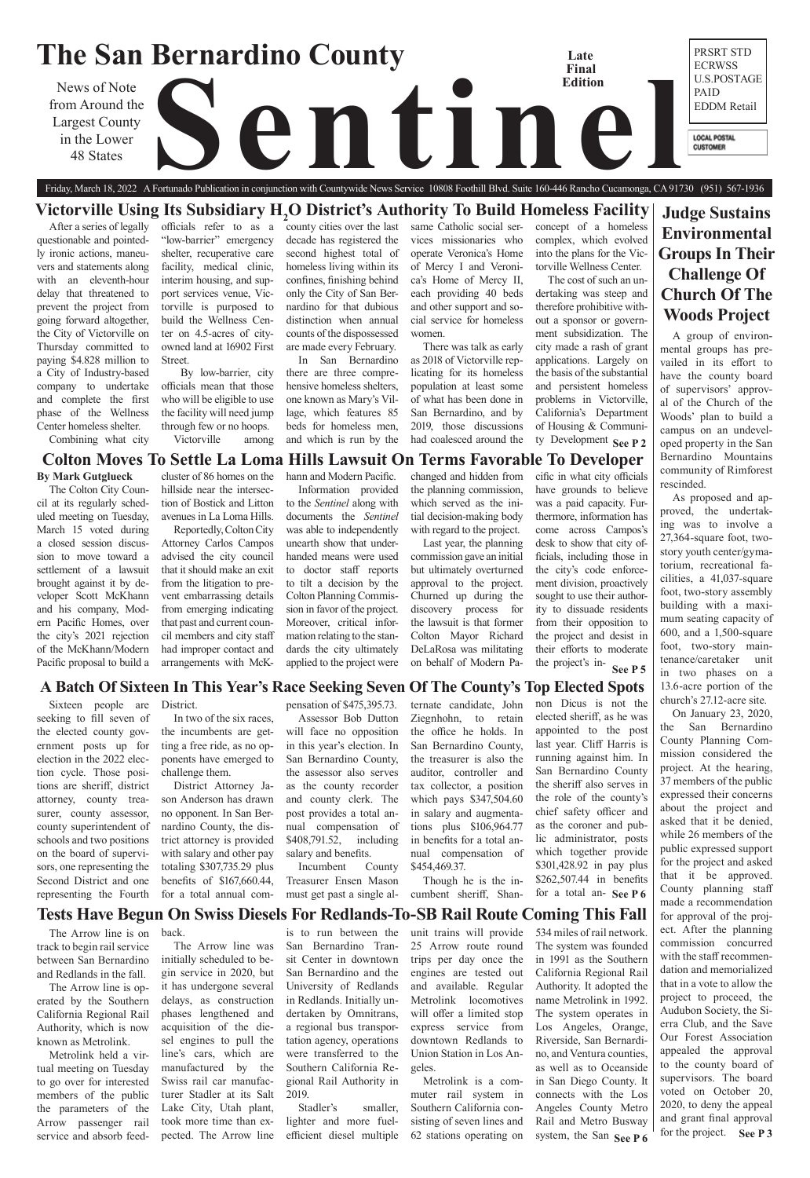# The San Bernardino County Sentinel

News of Note from Around the Largest County in the Lower 48 States

Late Final Edition

PRSRT STD ECRWSS U.S.POSTAGE PAID EDDM Retail

LOCAL POSTAL CUSTOMER

Friday, March 18, 2022 A Fortunado Publication in conjunction with Countywide News Service 10808 Foothill Blvd. Suite 160-446 Rancho Cucamonga, CA 91730 (951) 567-1936

## Victorville Using Its Subsidiary $H_2O$ District's Authority To Build Homeless Facility

After a series of legally questionable and pointedly ironic actions, maneuvers and statements along with an eleventh-hour delay that threatened to prevent the project from going forward altogether, the City of Victorville on Thursday committed to paying $4.828 million to a City of Industry-based company to undertake and complete the first phase of the Wellness Center homeless shelter.

Combining what city officials refer to as a "low-barrier" emergency shelter, recuperative care facility, medical clinic, interim housing, and support services venue, Victorville is purposed to build the Wellness Center on 4.5-acres of city-owned land at 16902 First Street.

By low-barrier, city officials mean that those who will be eligible to use the facility will need jump through few or no hoops.

Victorville among county cities over the last decade has registered the second highest total of homeless living within its confines, finishing behind only the City of San Bernardino for that dubious distinction when annual counts of the dispossessed are made every February.

In San Bernardino there are three comprehensive homeless shelters, one known as Mary's Village, which features 85 beds for homeless men, and which is run by the same Catholic social services missionaries who operate Veronica's Home of Mercy I and Veronica's Home of Mercy II, each providing 40 beds and other support and social service for homeless women.

There was talk as early as 2018 of Victorville replicating for its homeless population at least some of what has been done in San Bernardino, and by 2019, those discussions had coalesced around the concept of a homeless complex, which evolved into the plans for the Victorville Wellness Center.

The cost of such an undertaking was steep and therefore prohibitive without a sponsor or government subsidization. The city made a rash of grant applications. Largely on the basis of the substantial and persistent homeless problems in Victorville, California's Department of Housing & Community Development **See P 2**

## Judge Sustains Environmental Groups In Their Challenge Of Church Of The Woods Project

A group of environmental groups has prevailed in its effort to have the county board of supervisors' approval of the Church of the Woods' plan to build a campus on an undeveloped property in the San Bernardino Mountains community of Rimforest rescinded.

As proposed and approved, the undertaking was to involve a 27,364-square foot, two-story youth center/gymatorium, recreational facilities, a 41,037-square foot, two-story assembly building with a maximum seating capacity of 600, and a 1,500-square foot, two-story maintenance/caretaker unit in two phases on a 13.6-acre portion of the church's 27.12-acre site.

On January 23, 2020, the San Bernardino County Planning Commission considered the project. At the hearing, 37 members of the public expressed their concerns about the project and asked that it be denied, while 26 members of the public expressed support for the project and asked that it be approved. County planning staff made a recommendation for approval of the project. After the planning commission concurred with the staff recommendation and memorialized that in a vote to allow the project to proceed, the Audubon Society, the Sierra Club, and the Save Our Forest Association appealed the approval to the county board of supervisors. The board voted on October 20, 2020, to deny the appeal and grant final approval for the project. **See P 3**

## Colton Moves To Settle La Loma Hills Lawsuit On Terms Favorable To Developer

**By Mark Gutglueck**

The Colton City Council at its regularly scheduled meeting on Tuesday, March 15 voted during a closed session discussion to move toward a settlement of a lawsuit brought against it by developer Scott McKhann and his company, Modern Pacific Homes, over the city's 2021 rejection of the McKhann/Modern Pacific proposal to build a cluster of 86 homes on the hillside near the intersection of Bostick and Litton avenues in La Loma Hills.

Reportedly, Colton City Attorney Carlos Campos advised the city council that it should make an exit from the litigation to prevent embarrassing details from emerging indicating that past and current council members and city staff had improper contact and arrangements with McKhann and Modern Pacific.

Information provided to the *Sentinel* along with documents the *Sentinel* was able to independently unearth show that underhanded means were used to doctor staff reports to tilt a decision by the Colton Planning Commission in favor of the project. Moreover, critical information relating to the standards the city ultimately applied to the project were changed and hidden from the planning commission, which served as the initial decision-making body with regard to the project.

Last year, the planning commission gave an initial but ultimately overturned approval to the project. Churned up during the discovery process for the lawsuit is that former Colton Mayor Richard DeLaRosa was militating on behalf of Modern Pacific in what city officials have grounds to believe was a paid capacity. Furthermore, information has come across Campos's desk to show that city officials, including those in the city's code enforcement division, proactively sought to use their authority to dissuade residents from their opposition to the project and desist in their efforts to moderate the project's in- **See P 5**

## A Batch Of Sixteen In This Year's Race Seeking Seven Of The County's Top Elected Spots

Sixteen people are seeking to fill seven of the elected county government posts up for election in the 2022 election cycle. Those positions are sheriff, district attorney, county treasurer, county assessor, county superintendent of schools and two positions on the board of supervisors, one representing the Second District and one representing the Fourth District.

In two of the six races, the incumbents are getting a free ride, as no opponents have emerged to challenge them.

District Attorney Jason Anderson has drawn no opponent. In San Bernardino County, the district attorney is provided with salary and other pay totaling $307,735.29 plus benefits of $167,660.44, for a total annual compensation of $475,395.73.

Assessor Bob Dutton will face no opposition in this year's election. In San Bernardino County, the assessor also serves as the county recorder and county clerk. The post provides a total annual compensation of $408,791.52, including salary and benefits.

Incumbent County Treasurer Ensen Mason must get past a single alternate candidate, John Ziegnhohn, to retain the office he holds. In San Bernardino County, the treasurer is also the auditor, controller and tax collector, a position which pays $347,504.60 in salary and augmentations plus $106,964.77 in benefits for a total annual compensation of $454,469.37.

Though he is the incumbent sheriff, Shannon Dicus is not the elected sheriff, as he was appointed to the post last year. Cliff Harris is running against him. In San Bernardino County the sheriff also serves in the role of the county's chief safety officer and as the coroner and public administrator, posts which together provide $301,428.92 in pay plus $262,507.44 in benefits for a total an- **See P 6**

## Tests Have Begun On Swiss Diesels For Redlands-To-SB Rail Route Coming This Fall

The Arrow line is on track to begin rail service between San Bernardino and Redlands in the fall.

The Arrow line is operated by the Southern California Regional Rail Authority, which is now known as Metrolink.

Metrolink held a virtual meeting on Tuesday to go over for interested members of the public the parameters of the Arrow passenger rail service and absorb feedback.

The Arrow line was initially scheduled to begin service in 2020, but it has undergone several delays, as construction phases lengthened and acquisition of the diesel engines to pull the line's cars, which are manufactured by the Swiss rail car manufacturer Stadler at its Salt Lake City, Utah plant, took more time than expected. The Arrow line is to run between the San Bernardino Transit Center in downtown San Bernardino and the University of Redlands in Redlands. Initially undertaken by Omnitrans, a regional bus transportation agency, operations were transferred to the Southern California Regional Rail Authority in 2019.

Stadler's smaller, lighter and more fuel-efficient diesel multiple unit trains will provide 25 Arrow route round trips per day once the engines are tested out and available. Regular Metrolink locomotives will offer a limited stop express service from downtown Redlands to Union Station in Los Angeles.

Metrolink is a commuter rail system in Southern California consisting of seven lines and 62 stations operating on 534 miles of rail network. The system was founded in 1991 as the Southern California Regional Rail Authority. It adopted the name Metrolink in 1992. The system operates in Los Angeles, Orange, Riverside, San Bernardino, and Ventura counties, as well as to Oceanside in San Diego County. It connects with the Los Angeles County Metro Rail and Metro Busway system, the San **See P 6**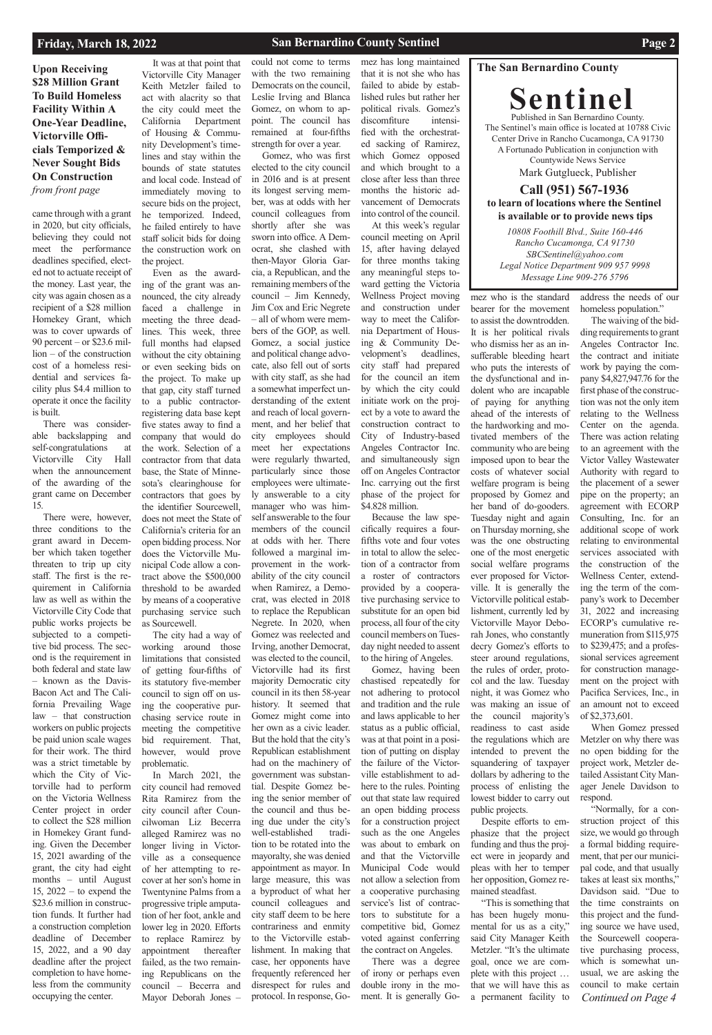**Upon Receiving $28 Million Grant To Build Homeless Facility Within A One-Year Deadline, Victorville Officials Temporized & Never Sought Bids On Construction**
*from front page*

came through with a grant in 2020, but city officials, believing they could not meet the performance deadlines specified, elected not to actuate receipt of the money. Last year, the city was again chosen as a recipient of a $28 million Homekey Grant, which was to cover upwards of 90 percent – or $23.6 million – of the construction cost of a homeless residential and services facility plus $4.4 million to operate it once the facility is built.

There was considerable backslapping and self-congratulations at Victorville City Hall when the announcement of the awarding of the grant came on December 15.

There were, however, three conditions to the grant award in December which taken together threaten to trip up city staff. The first is the requirement in California law as well as within the Victorville City Code that public works projects be subjected to a competitive bid process. The second is the requirement in both federal and state law – known as the Davis-Bacon Act and The California Prevailing Wage law – that construction workers on public projects be paid union scale wages for their work. The third was a strict timetable by which the City of Victorville had to perform on the Victoria Wellness Center project in order to collect the $28 million in Homekey Grant funding. Given the December 15, 2021 awarding of the grant, the city had eight months – until August 15, 2022 – to expend the $23.6 million in construction funds. It further had a construction completion deadline of December 15, 2022, and a 90 day deadline after the project completion to have homeless from the community occupying the center.

It was at that point that Victorville City Manager Keith Metzler failed to act with alacrity so that the city could meet the California Department of Housing & Community Development's timelines and stay within the bounds of state statutes and local code. Instead of immediately moving to secure bids on the project, he temporized. Indeed, he failed entirely to have staff solicit bids for doing the construction work on the project.

Even as the awarding of the grant was announced, the city already faced a challenge in meeting the three deadlines. This week, three full months had elapsed without the city obtaining or even seeking bids on the project. To make up that gap, city staff turned to a public contractor-registering data base kept five states away to find a company that would do the work. Selection of a contractor from that data base, the State of Minnesota's clearinghouse for contractors that goes by the identifier Sourcewell, does not meet the State of California's criteria for an open bidding process. Nor does the Victorville Municipal Code allow a contract above the $500,000 threshold to be awarded by means of a cooperative purchasing service such as Sourcewell.

The city had a way of working around those limitations that consisted of getting four-fifths of its statutory five-member council to sign off on using the cooperative purchasing service route in meeting the competitive bid requirement. That, however, would prove problematic.

In March 2021, the city council had removed Rita Ramirez from the city council after Councilwoman Liz Becerra alleged Ramirez was no longer living in Victorville as a consequence of her attempting to recover at her son's home in Twentynine Palms from a progressive triple amputation of her foot, ankle and lower leg in 2020. Efforts to replace Ramirez by appointment thereafter failed, as the two remaining Republicans on the council – Becerra and Mayor Deborah Jones – could not come to terms with the two remaining Democrats on the council, Leslie Irving and Blanca Gomez, on whom to appoint. The council has remained at four-fifths strength for over a year.

Gomez, who was first elected to the city council in 2016 and is at present its longest serving member, was at odds with her council colleagues from shortly after she was sworn into office. A Democrat, she clashed with then-Mayor Gloria Garcia, a Republican, and the remaining members of the council – Jim Kennedy, Jim Cox and Eric Negrete – all of whom were members of the GOP, as well. Gomez, a social justice and political change advocate, also fell out of sorts with city staff, as she had a somewhat imperfect understanding of the extent and reach of local government, and her belief that city employees should meet her expectations were regularly thwarted, particularly since those employees were ultimately answerable to a city manager who was himself answerable to the four members of the council at odds with her. There followed a marginal improvement in the workability of the city council when Ramirez, a Democrat, was elected in 2018 to replace the Republican Negrete. In 2020, when Gomez was reelected and Irving, another Democrat, was elected to the council, Victorville had its first majority Democratic city council in its then 58-year history. It seemed that Gomez might come into her own as a civic leader. But the hold that the city's Republican establishment had on the machinery of government was substantial. Despite Gomez being the senior member of the council and thus being due under the city's well-established tradition to be rotated into the mayoralty, she was denied appointment as mayor. In large measure, this was a byproduct of what her council colleagues and city staff deem to be here contrariness and enmity to the Victorville establishment. In making that case, her opponents have frequently referenced her disrespect for rules and protocol. In response, Gomez has long maintained that it is not she who has failed to abide by established rules but rather her political rivals. Gomez's discomfiture intensified with the orchestrated sacking of Ramirez, which Gomez opposed and which brought to a close after less than three months the historic advancement of Democrats into control of the council.

At this week's regular council meeting on April 15, after having delayed for three months taking any meaningful steps toward getting the Victoria Wellness Project moving and construction under way to meet the California Department of Housing & Community Development's deadlines, city staff had prepared for the council an item by which the city could initiate work on the project by a vote to award the construction contract to City of Industry-based Angeles Contractor Inc. and simultaneously sign off on Angeles Contractor Inc. carrying out the first phase of the project for $4.828 million.

Because the law specifically requires a four-fifths vote and four votes in total to allow the selection of a contractor from a roster of contractors provided by a cooperative purchasing service to substitute for an open bid process, all four of the city council members on Tuesday night needed to assent to the hiring of Angeles.

Gomez, having been chastised repeatedly for not adhering to protocol and tradition and the rule and laws applicable to her status as a public official, was at that point in a position of putting on display the failure of the Victorville establishment to adhere to the rules. Pointing out that state law required an open bidding process for a construction project such as the one Angeles was about to embark on and that the Victorville Municipal Code would not allow a selection from a cooperative purchasing service's list of contractors to substitute for a competitive bid, Gomez voted against conferring the contract on Angeles.

There was a degree of irony or perhaps even double irony in the moment. It is generally Gomez who is the standard bearer for the movement to assist the downtrodden. It is her political rivals who dismiss her as an insufferable bleeding heart who puts the interests of the dysfunctional and indolent who are incapable of paying for anything ahead of the interests of the hardworking and motivated members of the community who are being imposed upon to bear the costs of whatever social welfare program is being proposed by Gomez and her band of do-gooders. Tuesday night and again on Thursday morning, she was the one obstructing one of the most energetic social welfare programs ever proposed for Victorville. It is generally the Victorville political establishment, currently led by Victorville Mayor Deborah Jones, who constantly decry Gomez's efforts to steer around regulations, the rules of order, protocol and the law. Tuesday night, it was Gomez who was making an issue of the council majority's readiness to cast aside the regulations which are intended to prevent the squandering of taxpayer dollars by adhering to the process of enlisting the lowest bidder to carry out public projects.

Despite efforts to emphasize that the project funding and thus the project were in jeopardy and pleas with her to temper her opposition, Gomez remained steadfast.

"This is something that has been hugely monumental for us as a city," said City Manager Keith Metzler. "It's the ultimate goal, once we are complete with this project … that we will have this as a permanent facility to address the needs of our homeless population."

The waiving of the bidding requirements to grant Angeles Contractor Inc. the contract and initiate work by paying the company $4,827,947.76 for the first phase of the construction was not the only item relating to the Wellness Center on the agenda. There was action relating to an agreement with the Victor Valley Wastewater Authority with regard to the placement of a sewer pipe on the property; an agreement with ECORP Consulting, Inc. for an additional scope of work relating to environmental services associated with the construction of the Wellness Center, extending the term of the company's work to December 31, 2022 and increasing ECORP's cumulative remuneration from $115,975 to $239,475; and a professional services agreement for construction management on the project with Pacifica Services, Inc., in an amount not to exceed of $2,373,601.

When Gomez pressed Metzler on why there was no open bidding for the project work, Metzler detailed Assistant City Manager Jenele Davidson to respond.

"Normally, for a construction project of this size, we would go through a formal bidding requirement, that per our municipal code, and that usually takes at least six months," Davidson said. "Due to the time constraints on this project and the funding source we have used, the Sourcewell cooperative purchasing process, which is somewhat unusual, we are asking the council to make certain

*Continued on Page 4*

---

**The San Bernardino County**

# Sentinel

Published in San Bernardino County.
The Sentinel's main office is located at 10788 Civic Center Drive in Rancho Cucamonga, CA 91730
A Fortunado Publication in conjunction with Countywide News Service
Mark Gutglueck, Publisher

**Call (951) 567-1936 to learn of locations where the Sentinel is available or to provide news tips**

*10808 Foothill Blvd., Suite 160-446*
*Rancho Cucamonga, CA 91730*
*SBCSentinel@yahoo.com*
*Legal Notice Department 909 957 9998*
*Message Line 909-276 5796*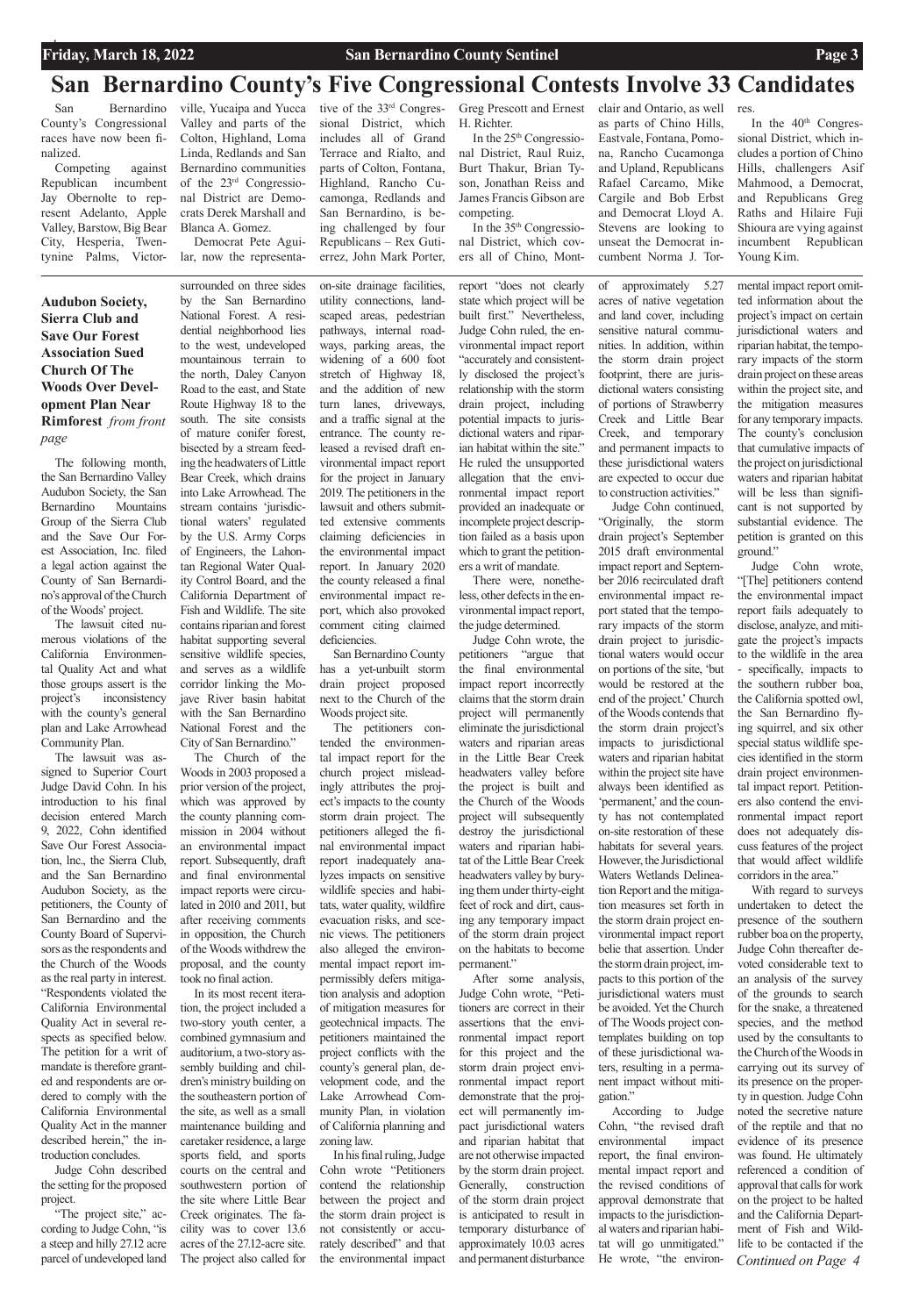# San Bernardino County's Five Congressional Contests Involve 33 Candidates

San Bernardino County's congressional races have now been finalized.

Competing against Republican incumbent Jay Obernolte to represent Adelanto, Apple Valley, Barstow, Big Bear City, Hesperia, Twentynine Palms, Victorville, Yucaipa and Yucca Valley and parts of the Colton, Highland, Loma Linda, Redlands and San Bernardino communities of the 23rd Congressional District are Democrats Derek Marshall and Blanca A. Gomez.

Democrat Pete Aguilar, now the representative of the 33rd Congressional District, which includes all of Grand Terrace and Rialto, and parts of Colton, Fontana, Highland, Rancho Cucamonga, Redlands and San Bernardino, is being challenged by four Republicans – Rex Gutierrez, John Mark Porter, Greg Prescott and Ernest H. Richter.

In the 25th Congressional District, Raul Ruiz, Burt Thakur, Brian Tyson, Jonathan Reiss and James Francis Gibson are competing.

In the 35th Congressional District, which covers all of Chino, Montclair and Ontario, as well as parts of Chino Hills, Eastvale, Fontana, Pomona, Rancho Cucamonga and Upland, Republicans Rafael Carcamo, Mike Cargile and Bob Erbst and Democrat Lloyd A. Stevens are looking to unseat the Democrat incumbent Norma J. Torres.

In the 40th Congressional District, which includes a portion of Chino Hills, challengers Asif Mahmood, a Democrat, and Republicans Greg Raths and Hilaire Fuji Shioura are vying against incumbent Republican Young Kim.

---

**Audubon Society, Sierra Club and Save Our Forest Association Sued Church Of The Woods Over Development Plan Near Rimforest** *from front page*

The following month, the San Bernardino Valley Audubon Society, the San Bernardino Mountains Group of the Sierra Club and the Save Our Forest Association, Inc. filed a legal action against the County of San Bernardino's approval of the Church of the Woods' project.

The lawsuit cited numerous violations of the California Environmental Quality Act and what those groups assert is the project's inconsistency with the county's general plan and Lake Arrowhead Community Plan.

The lawsuit was assigned to Superior Court Judge David Cohn. In his introduction to his final decision entered March 9, 2022, Cohn identified Save Our Forest Association, Inc., the Sierra Club, and the San Bernardino Audubon Society, as the petitioners, the County of San Bernardino and the County Board of Supervisors as the respondents and the Church of the Woods as the real party in interest. "Respondents violated the California Environmental Quality Act in several respects as specified below. The petition for a writ of mandate is therefore granted and respondents are ordered to comply with the California Environmental Quality Act in the manner described herein," the introduction concludes.

Judge Cohn described the setting for the proposed project.

"The project site," according to Judge Cohn, "is a steep and hilly 27.12 acre parcel of undeveloped land surrounded on three sides by the San Bernardino National Forest. A residential neighborhood lies to the west, undeveloped mountainous terrain to the north, Daley Canyon Road to the east, and State Route Highway 18 to the south. The site consists of mature conifer forest, bisected by a stream feeding the headwaters of Little Bear Creek, which drains into Lake Arrowhead. The stream contains 'jurisdictional waters' regulated by the U.S. Army Corps of Engineers, the Lahontan Regional Water Quality Control Board, and the California Department of Fish and Wildlife. The site contains riparian and forest habitat supporting several sensitive wildlife species, and serves as a wildlife corridor linking the Mojave River basin habitat with the San Bernardino National Forest and the City of San Bernardino."

The Church of the Woods in 2003 proposed a prior version of the project, which was approved by the county planning commission in 2004 without an environmental impact report. Subsequently, draft and final environmental impact reports were circulated in 2010 and 2011, but after receiving comments in opposition, the Church of the Woods withdrew the proposal, and the county took no final action.

In its most recent iteration, the project included a two-story youth center, a combined gymnasium and auditorium, a two-story assembly building and children's ministry building on the southeastern portion of the site, as well as a small maintenance building and caretaker residence, a large sports field, and sports courts on the central and southwestern portion of the site where Little Bear Creek originates. The facility was to cover 13.6 acres of the 27.12-acre site. The project also called for on-site drainage facilities, utility connections, landscaped areas, pedestrian pathways, internal roadways, parking areas, the widening of a 600 foot stretch of Highway 18, and the addition of new turn lanes, driveways, and a traffic signal at the entrance. The county released a revised draft environmental impact report for the project in January 2019. The petitioners in the lawsuit and others submitted extensive comments claiming deficiencies in the environmental impact report. In January 2020 the county released a final environmental impact report, which also provoked comment citing claimed deficiencies.

San Bernardino County has a yet-unbuilt storm drain project proposed next to the Church of the Woods project site.

The petitioners contended the environmental impact report for the church project misleadingly attributes the project's impacts to the county storm drain project. The petitioners alleged the final environmental impact report inadequately analyzes impacts on sensitive wildlife species and habitats, water quality, wildfire evacuation risks, and scenic views. The petitioners also alleged the environmental impact report impermissibly defers mitigation analysis and adoption of mitigation measures for geotechnical impacts. The petitioners maintained the project conflicts with the county's general plan, development code, and the Lake Arrowhead Community Plan, in violation of California planning and zoning law.

In his final ruling, Judge Cohn wrote "Petitioners contend the relationship between the project and the storm drain project is not consistently or accurately described" and that the environmental impact report "does not clearly state which project will be built first." Nevertheless, Judge Cohn ruled, the environmental impact report "accurately and consistently disclosed the project's relationship with the storm drain project, including potential impacts to jurisdictional waters and riparian habitat within the site." He ruled the unsupported allegation that the environmental impact report provided an inadequate or incomplete project description failed as a basis upon which to grant the petitioners a writ of mandate.

There were, nonetheless, other defects in the environmental impact report, the judge determined.

Judge Cohn wrote, the petitioners "argue that the final environmental impact report incorrectly claims that the storm drain project will permanently eliminate the jurisdictional waters and riparian areas in the Little Bear Creek headwaters valley before the project is built and the Church of the Woods project will subsequently destroy the jurisdictional waters and riparian habitat of the Little Bear Creek headwaters valley by burying them under thirty-eight feet of rock and dirt, causing any temporary impact of the storm drain project on the habitats to become permanent."

After some analysis, Judge Cohn wrote, "Petitioners are correct in their assertions that the environmental impact report for this project and the storm drain project environmental impact report demonstrate that the project will permanently impact jurisdictional waters and riparian habitat that are not otherwise impacted by the storm drain project. Generally, construction of the storm drain project is anticipated to result in temporary disturbance of approximately 10.03 acres and permanent disturbance of approximately 5.27 acres of native vegetation and land cover, including sensitive natural communities. In addition, within the storm drain project footprint, there are jurisdictional waters consisting of portions of Strawberry Creek and Little Bear Creek, and temporary and permanent impacts to these jurisdictional waters are expected to occur due to construction activities."

Judge Cohn continued, "Originally, the storm drain project's September 2015 draft environmental impact report and September 2016 recirculated draft environmental impact report stated that the temporary impacts of the storm drain project to jurisdictional waters would occur on portions of the site, 'but would be restored at the end of the project.' Church of the Woods contends that the storm drain project's impacts to jurisdictional waters and riparian habitat within the project site have always been identified as 'permanent,' and the county has not contemplated on-site restoration of these habitats for several years. However, the Jurisdictional Waters Wetlands Delineation Report and the mitigation measures set forth in the storm drain project environmental impact report belie that assertion. Under the storm drain project, impacts to this portion of the jurisdictional waters must be avoided. Yet the Church of The Woods project contemplates building on top of these jurisdictional waters, resulting in a permanent impact without mitigation."

According to Judge Cohn, "the revised draft environmental impact report, the final environmental impact report and the revised conditions of approval demonstrate that impacts to the jurisdictional waters and riparian habitat will go unmitigated." He wrote, "the environmental impact report omitted information about the project's impact on certain jurisdictional waters and riparian habitat, the temporary impacts of the storm drain project on these areas within the project site, and the mitigation measures for any temporary impacts. The county's conclusion that cumulative impacts of the project on jurisdictional waters and riparian habitat will be less than significant is not supported by substantial evidence. The petition is granted on this ground."

Judge Cohn wrote, "[The] petitioners contend the environmental impact report fails adequately to disclose, analyze, and mitigate the project's impacts to the wildlife in the area - specifically, impacts to the southern rubber boa, the California spotted owl, the San Bernardino flying squirrel, and six other special status wildlife species identified in the storm drain project environmental impact report. Petitioners also contend the environmental impact report does not adequately discuss features of the project that would affect wildlife corridors in the area."

With regard to surveys undertaken to detect the presence of the southern rubber boa on the property, Judge Cohn thereafter devoted considerable text to an analysis of the survey of the grounds to search for the snake, a threatened species, and the method used by the consultants to the Church of the Woods in carrying out its survey of its presence on the property in question. Judge Cohn noted the secretive nature of the reptile and that no evidence of its presence was found. He ultimately referenced a condition of approval that calls for work on the project to be halted and the California Department of Fish and Wildlife to be contacted if the

*Continued on Page 4*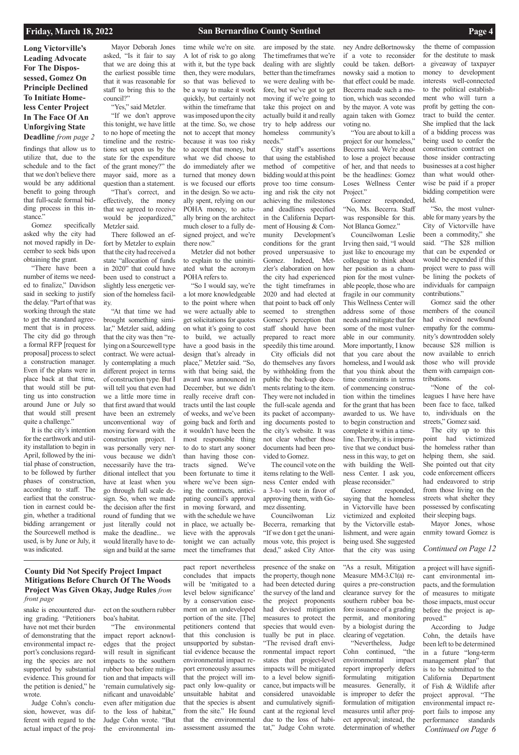## Long Victorville's Leading Advocate For The Dispossessed, Gomez On Principle Declined To Initiate Homeless Center Project In The Face Of An Unforgiving State Deadline *from page 2*

findings that allow us to utilize that, due to the schedule and to the fact that we don't believe there would be any additional benefit to going through that full-scale formal bidding process in this instance."

Gomez specifically asked why the city had not moved rapidly in December to seek bids upon obtaining the grant.

"There have been a number of items we needed to finalize," Davidson said in seeking to justify the delay. "Part of that was working through the state to get the standard agreement that is in process. The city did go through a formal RFP [request for proposal] process to select a construction manager. Even if the plans were in place back at that time, that would still be putting us into construction around June or July so that would still present quite a challenge."

It is the city's intention for the earthwork and utility installation to begin in April, followed by the initial phase of construction, to be followed by further phases of construction, according to staff. The earliest that the construction in earnest could begin, whether a traditional bidding arrangement or the Sourcewell method is used, is by June or July, it was indicated.

Mayor Deborah Jones asked, "Is it fair to say that we are doing this at the earliest possible time that it was reasonable for staff to bring this to the council?"

"Yes," said Metzler.

"If we don't approve this tonight, we have little to no hope of meeting the timeline and the restrictions set upon us by the state for the expenditure of the grant money?" the mayor said, more as a question than a statement.

"That's correct, and effectively, the money that we agreed to receive would be jeopardized," Metzler said.

There followed an effort by Metzler to explain that the city had received a state "allocation of funds in 2020" that could have been used to construct a slightly less energetic version of the homeless facility.

"At that time we had brought something similar," Metzler said, adding that the city was then "relying on a Sourcewell type contract. We were actually contemplating a much different project in terms of construction type. But I will tell you that even had we a little more time in that first award that would have been an extremely unconventional way of moving forward with the construction project. I was personally very nervous because we didn't necessarily have the traditional intellect that you have at least when you go through full scale design. So, when we made the decision after the first round of funding that we just literally could not make the deadline... we would literally have to design and build at the same time while we're on site. A lot of risk to go along with it, but the type back then, they were modulars, so that was believed to be a way to make it work quickly, but certainly not within the timeframe that was imposed upon the city at the time. So, we chose not to accept that money because it was too risky to accept that money, but what we did choose to do immediately after we turned that money down is we focused our efforts in the design. So we actually spent, relying on our POHA money, to actually bring on the architect much closer to a fully designed project, and we're there now."

Metzler did not bother to explain to the uninitiated what the acronym POHA refers to.

"So I would say, we're a lot more knowledgeable to the point where when we were actually able to get solicitations for quotes on what it's going to cost to build, we actually have a good basis in the design that's already in place," Metzler said. "So, with that being said, the award was announced in December, but we didn't really receive draft contracts until the last couple of weeks, and we've been going back and forth and it wouldn't have been the most responsible thing to do to start any sooner than having those contracts signed. We've been fortunate to time it where we've been signing the contracts, anticipating council's approval in moving forward, and with the schedule we have in place, we actually believe with the approvals tonight we can actually meet the timeframes that are imposed by the state. The timeframes that we're dealing with are slightly better than the timeframes we were dealing with before, but we've got to get moving if we're going to take this project on and actually build it and really try to help address our homeless community's needs."

City staff's assertions that using the established method of competitive bidding would at this point prove too time consuming and risk the city not achieving the milestones and deadlines specified in the California Department of Housing & Community Development's conditions for the grant proved unpersuasive to Gomez. Indeed, Metzler's elaboration on how the city had experienced the tight timeframes in 2020 and had elected at that point to back off only seemed to strengthen Gomez's perception that staff should have been prepared to react more speedily this time around.

City officials did not do themselves any favors by withholding from the public the back-up documents relating to the item. They were not included in the full-scale agenda and its packet of accompanying documents posted to the city's website. It was not clear whether those documents had been provided to Gomez.

The council vote on the items relating to the Wellness Center ended with a 3-to-1 vote in favor of approving them, with Gomez dissenting.

Councilwoman Liz Becerra, remarking that "If we don t get the unanimous vote, this project is dead," asked City Attorney Andre deBortnowsky if a vote to reconsider could be taken. deBortnowsky said a motion to that effect could be made. Becerra made such a motion, which was seconded by the mayor. A vote was again taken with Gomez voting no.

"You are about to kill a project for our homeless," Becerra said. We're about to lose a project because of her, and that needs to be the headlines: Gomez Loses Wellness Center Project."

Gomez responded, "No, Ms. Becerra. Staff was responsible for this. Not Blanca Gomez."

Councilwoman Leslie Irving then said, "I would just like to encourage my colleague to think about her position as a champion for the most vulnerable people, those who are fragile in our community This Wellness Center will address some of those needs and mitigate that for some of the most vulnerable in our community. More importantly, I know that you care about the homeless, and I would ask that you think about the time constraints in terms of commencing construction within the timelines for the grant that has been awarded to us. We have to begin construction and complete it within a timeline. Thereby, it is imperative that we conduct business in this way, to get on with building the Wellness Center. I ask you, please reconsider."

Gomez responded, saying that the homeless in Victorville have been victimized and exploited by the Victorville establishment, and were again being used. She suggested that the city was using the theme of compassion for the destitute to mask a giveaway of taxpayer money to development interests well-connected to the political establishment who will turn a profit by getting the contract to build the center. She implied that the lack of a bidding process was being used to confer the construction contract on those insider contracting businesses at a cost higher than what would otherwise be paid if a proper bidding competition were held.

"So, the most vulnerable for many years by the City of Victorville have been a commodity," she said. "The $28 million that can be expended or would be expended if this project were to pass will be lining the pockets of individuals for campaign contributions."

Gomez said the other members of the council had evinced newfound empathy for the community's downtrodden solely because $28 million is now available to enrich those who will provide them with campaign contributions.

"None of the colleagues I have here have been face to face, talked to, individuals on the streets," Gomez said.

The city up to this point had victimized the homeless rather than helping them, she said. She pointed out that city code enforcement officers had endeavored to strip from those living on the streets what shelter they possessed by confiscating their sleeping bags.

Mayor Jones, whose enmity toward Gomez is

*Continued on Page 12*

## County Did Not Specify Project Impact Mitigations Before Church Of The Woods Project Was Given Okay, Judge Rules *from front page*

snake is encountered during grading. "Petitioners have not met their burden of demonstrating that the environmental impact report's conclusions regarding the species are not supported by substantial evidence. This ground for the petition is denied," he wrote.

Judge Cohn's conclusion, however, was different with regard to the actual impact of the project on the southern rubber boa's habitat.

"The environmental impact report acknowledges that the project will result in significant impacts to the southern rubber boa before mitigation and that impacts will 'remain cumulatively significant and unavoidable' even after mitigation due to the loss of habitat," Judge Cohn wrote. "But the environmental impact report nevertheless concludes that impacts will be 'mitigated to a level below significance' by a conservation easement on an undeveloped portion of the site. [The] petitioners contend that this conclusion is unsupported by substantial evidence because the environmental impact report erroneously assumes that the project will impact only low-quality or unsuitable habitat and that the species is absent from the site." He found that the environmental assessment assumed the presence of the snake on the property, though none had been detected during the survey of the land and the project proponents had devised mitigation measures to protect the species that would eventually be put in place. "The revised draft environmental impact report states that project-level impacts will be mitigated to a level below significance, but impacts will be considered unavoidable and cumulatively significant at the regional level due to the loss of habitat," Judge Cohn wrote. "As a result, Mitigation Measure MM-3.C1(a) requires a pre-construction clearance survey for the southern rubber boa before issuance of a grading permit, and monitoring by a biologist during the clearing of vegetation.

"Nevertheless, Judge Cohn continued, "the environmental impact report improperly defers formulating mitigation measures. Generally, it is improper to defer the formulation of mitigation measures until after project approval; instead, the determination of whether a project will have significant environmental impacts, and the formulation of measures to mitigate those impacts, must occur before the project is approved."

According to Judge Cohn, the details have been left to be determined in a future "long-term management plan" that is to be submitted to the California Department of Fish & Wildlife after project approval. "The environmental impact report fails to impose any performance standards

*Continued on Page 6*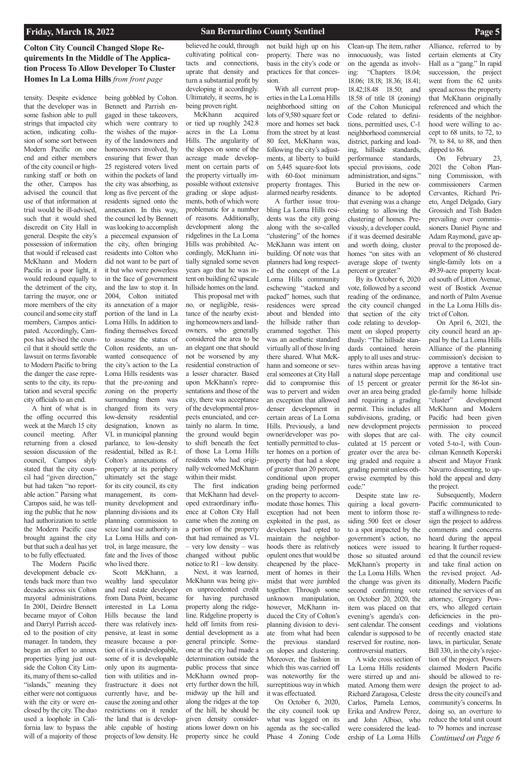## Colton City Council Changed Slope Requirements In the Middle of The Application Process To Allow Developer To Cluster Homes In La Loma Hills *from front page*

tensity. Despite evidence that the developer was in some fashion able to pull strings that impacted city action, indicating collusion of some sort between Modern Pacific on one end and either members of the city council or high-ranking staff or both on the other, Campos has advised the council that use of that information at trial would be ill-advised, such that it would shed discredit on City Hall in general. Despite the city's possession of information that would if released cast McKhann and Modern Pacific in a poor light, it would redound equally to the detriment of the city, tarring the mayor, one or more members of the city council and some city staff members, Campos anticipated. Accordingly, Campos has advised the council that it should settle the lawsuit on terms favorable to Modern Pacific to bring the danger the case represents to the city, its reputation and several specific city officials to an end.

A hint of what is in the offing occurred this week at the March 15 city council meeting. After returning from a closed session discussion of the council, Campos slyly stated that the city council had "given direction," but had taken "no reportable action." Parsing what Campos said, he was telling the public that he now had authorization to settle the Modern Pacific case brought against the city but that such a deal has yet to be fully effectuated.

The Modern Pacific development debacle extends back more than two decades across six Colton mayoral administrations. In 2001, Deirdre Bennett became mayor of Colton and Darryl Parrish acceded to the position of city manager. In tandem, they began an effort to annex properties lying just outside the Colton City Limits, many of them so-called "islands," meaning they either were not contiguous with the city or were enclosed by the city. The duo used a loophole in California law to bypass the will of a majority of those being gobbled by Colton. Bennett and Parrish engaged in these takeovers, which were contrary to the wishes of the majority of the landowners and homeowners involved, by ensuring that fewer than 25 registered voters lived within the pockets of land the city was absorbing, as long as five percent of the residents signed onto the annexation. In this way, the council led by Bennett was looking to accomplish a piecemeal expansion of the city, often bringing residents into Colton who did not want to be part of it but who were powerless in the face of government and the law to stop it. In 2004, Colton initiated its annexation of a major portion of the land in La Loma Hills. In addition to finding themselves forced to assume the status of Colton residents, an unwanted consequence of the city's action to the La Loma Hills residents was that the pre-zoning and zoning on the property surrounding them was changed from its very low-density residential designation, known as VL in municipal planning parlance, to low-density residential, billed as R-1. Colton's annexations of property at its periphery ultimately set the stage for its city council, its city management, its community development and planning divisions and its planning commission to seize land use authority in La Loma Hills and control, in large measure, the fate and the lives of those who lived there.

Scott McKhann, a wealthy land speculator and real estate developer from Dana Point, became interested in La Loma Hills because the land there was relatively inexpensive, at least in some measure because a portion of it is undevelopable, some of it is developable only upon its augmentation with utilities and infrastructure it does not currently have, and because the zoning and other restrictions on it render the land that is developable capable of hosting projects of low density. He believed he could, through cultivating political contacts and connections, uprate that density and turn a substantial profit by developing it accordingly. Ultimately, it seems, he is being proven right.

McKhann acquired or tied up roughly 242.8 acres in the La Loma Hills. The angularity of the slopes on some of the acreage made development on certain parts of the property virtually impossible without extensive grading or slope adjustments, both of which were problematic for a number of reasons. Additionally, development along the ridgelines in the La Loma Hills was prohibited. Accordingly, McKhann initially signaled some seven years ago that he was intent on building 62 upscale hillside homes on the land.

This proposal met with no, or negligible, resistance of the nearby existing homeowners and landowners, who generally considered the area to be an elegant one that should not be worsened by any residential construction of a lesser character. Based upon McKhann's representations and those of the city, there was acceptance of the developmental prospects enunciated, and certainly no alarm. In time, the ground would begin to shift beneath the feet of those La Loma Hills residents who had originally welcomed McKhann within their midst.

The first indication that McKhann had developed extraordinary influence at Colton City Hall came when the zoning on a portion of the property that had remained as VL – very low density – was changed without public notice to R1 – low density.

Next, it was learned, McKhann was being given unprecedented credit for having purchased property along the ridgeline. Ridgeline property is held off limits from residential development as a general principle. Someone at the city had made a determination outside the public process that since McKhann owned property further down the hill, midway up the hill and along the ridges at the top of the hill, he should be given density considerations lower down on his property since he could not build high up on his property. There was no basis in the city's code or practices for that concession.

With all current properties in the La Loma Hills neighborhood sitting on lots of 9,580 square feet or more and homes set back from the street by at least 80 feet, McKhann was, following the city's adjustments, at liberty to build on 5,445 square-foot lots with 60-foot minimum property frontages. This alarmed nearby residents.

A further issue troubling La Loma Hills residents was the city going along with the so-called "clustering" of the homes McKhann was intent on building. Of note was that planners had long respected the concept of the La Loma Hills community eschewing "stacked and packed" homes, such that residences were spread about and blended into the hillside rather than crammed together. This was an aesthetic standard virtually all of those living there shared. What McKhann and someone or several someones at City Hall did to compromise this was to pervert and widen an exception that allowed denser development in certain areas of La Loma Hills. Previously, a land owner/developer was potentially permitted to cluster homes on a portion of property that had a slope of greater than 20 percent, conditional upon proper grading being performed on the property to accommodate those homes. This exception had not been exploited in the past, as developers had opted to maintain the neighborhoods there as relatively opulent ones that would be cheapened by the placement of homes in their midst that were jumbled together. Through some unknown manipulation, however, McKhann induced the City of Colton's planning division to deviate from what had been the previous standard on slopes and clustering. Moreover, the fashion in which this was carried off was noteworthy for the surreptitious way in which it was effectuated.

On October 6, 2020, the city council took up what was logged on its agenda as the soc-called Phase 4 Zoning Code Clean-up. The item, rather innocuously, was listed on the agenda as involving: "Chapters 18.04; 18.06; 18.18; 18.36; 18.41; 18.42;18.48 18.50; and 18.58 of title 18 (zoning) of the Colton Municipal Code related to definitions, permitted uses, C-1 neighborhood commercial district, parking and loading, hillside standards, performance standards, special provisions, code administration, and signs."

Buried in the new ordinance to be adopted that evening was a change relating to allowing the clustering of homes. Previously, a developer could, if it was deemed desirable and worth doing, cluster homes "on sites with an average slope of twenty percent or greater."

By its October 6, 2020 vote, followed by a second reading of the ordinance, the city council changed that section of the city code relating to development on sloped property thusly: "The hillside standards contained herein apply to all uses and structures within areas having a natural slope percentage of 15 percent or greater over an area being graded and requiring a grading permit. This includes all subdivisions, grading, or new development projects with slopes that are calculated at 15 percent or greater over the area being graded and require a grading permit unless otherwise exempted by this code."

Despite state law requiring a local government to inform those residing 500 feet or closer to a spot impacted by the government's action, no notices were issued to those so situated around McKhann's property in the La Loma Hills. When the change was given its second confirming vote on October 20, 2020, the item was placed on that evening's agenda's consent calendar. The consent calendar is supposed to be reserved for routine, non-controversial matters.

A wide cross section of La Loma Hills residents were stirred up and animated. Among them were Richard Zaragosa, Celeste Carlos, Pamela Lemos, Erika and Andrew Perez, and John Albiso, who were considered the leadership of La Loma Hills Alliance, referred to by certain elements at City Hall as a "gang." In rapid succession, the project went from the 62 units spread across the property that McKhann originally referenced and which the residents of the neighborhood were willing to accept to 68 units, to 72, to 79, to 84, to 88, and then dipped to 86.

On February 23, 2021 the Colton Planning Commission, with commissioners Carmen Cervantes, Richard Prieto, Angel Delgado, Gary Grossich and Tish Baden prevailing over commissioners Daniel Payne and Adam Raymond, gave approval to the proposed development of 86 clustered single-family lots on a 49.39-acre property located south of Litton Avenue, west of Bostick Avenue and north of Palm Avenue in the La Loma Hills district of Colton.

On April 6, 2021, the city council heard an appeal by the La Loma Hills Alliance of the planning commission's decision to approve a tentative tract map and conditional use permit for the 86-lot single-family home hillside "cluster" development McKhann and Modern Pacific had been given permission to proceed with. The city council voted 5-to-1, with Councilman Kenneth Koperski absent and Mayor Frank Navarro dissenting, to uphold the appeal and deny the project.

Subsequently, Modern Pacific communicated to staff a willingness to redesign the project to address comments and concerns heard during the appeal hearing. It further requested that the council review and take final action on the revised project. Additionally, Modern Pacific retained the services of an attorney, Gregory Powers, who alleged certain deficiencies in the proceedings and violations of recently enacted state laws, in particular, Senate Bill 330, in the city's rejection of the project. Powers claimed Modern Pacific should be allowed to redesign the project to address the city council's and community's concerns. In doing so, an overture to reduce the total unit count to 79 homes and increase

*Continued on Page 6*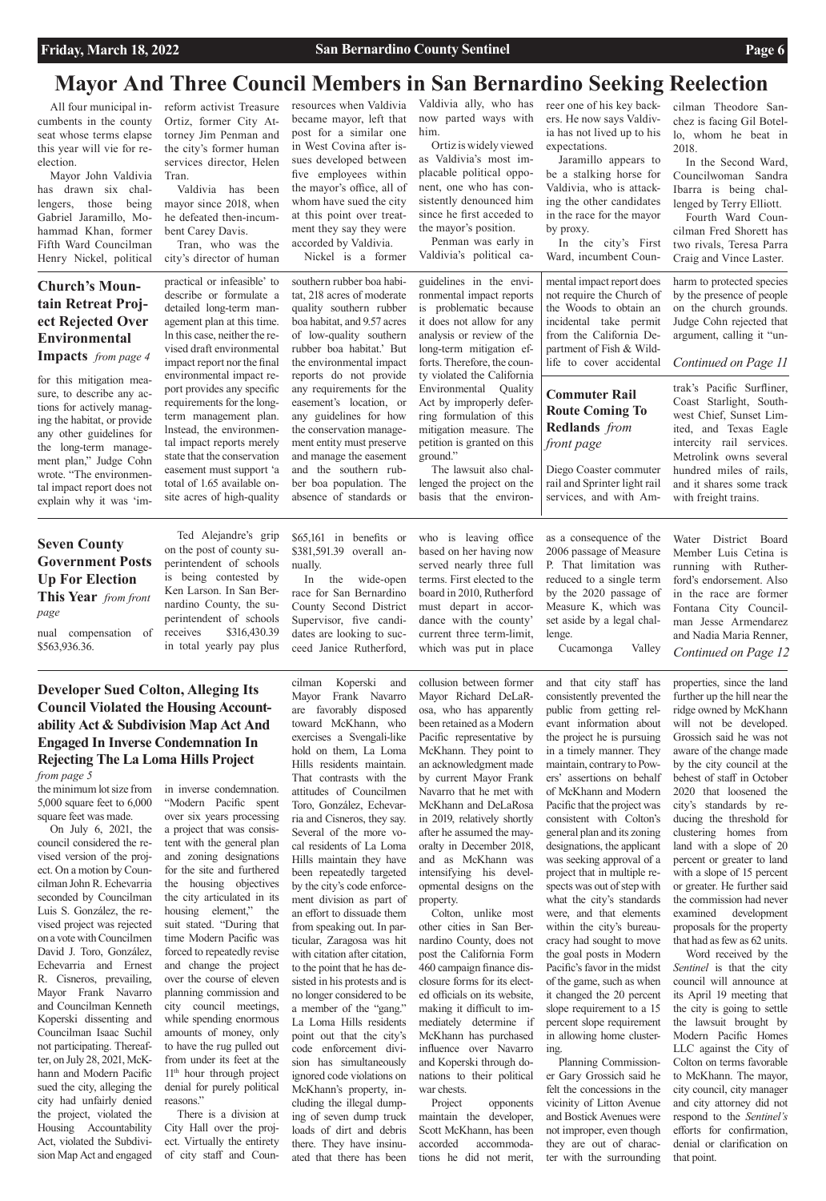# Mayor And Three Council Members in San Bernardino Seeking Reelection

All four municipal incumbents in the county seat whose terms elapse this year will vie for reelection.

Mayor John Valdivia has drawn six challengers, those being Gabriel Jaramillo, Mohammad Khan, former Fifth Ward Councilman Henry Nickel, political reform activist Treasure Ortiz, former City Attorney Jim Penman and the city's former human services director, Helen Tran.

Valdivia has been mayor since 2018, when he defeated then-incumbent Carey Davis.

Tran, who was the city's director of human resources when Valdivia became mayor, left that post for a similar one in West Covina after issues developed between five employees within the mayor's office, all of whom have sued the city at this point over treatment they say they were accorded by Valdivia.

Nickel is a former Valdivia ally, who has now parted ways with him.

Ortiz is widely viewed as Valdivia's most implacable political opponent, one who has consistently denounced him since he first acceded to the mayor's position.

Penman was early in Valdivia's political career one of his key backers. He now says Valdivia has not lived up to his expectations.

Jaramillo appears to be a stalking horse for Valdivia, who is attacking the other candidates in the race for the mayor by proxy.

In the city's First Ward, incumbent Councilman Theodore Sanchez is facing Gil Botello, whom he beat in 2018.

In the Second Ward, Councilwoman Sandra Ibarra is being challenged by Terry Elliott.

Fourth Ward Councilman Fred Shorett has two rivals, Teresa Parra Craig and Vince Laster.

## Church's Mountain Retreat Project Rejected Over Environmental Impacts *from page 4*

for this mitigation measure, to describe any actions for actively managing the habitat, or provide any other guidelines for the long-term management plan," Judge Cohn wrote. "The environmental impact report does not explain why it was 'impractical or infeasible' to describe or formulate a detailed long-term management plan at this time. In this case, neither the revised draft environmental impact report nor the final environmental impact report provides any specific requirements for the long-term management plan. Instead, the environmental impact reports merely state that the conservation easement must support 'a total of 1.65 available onsite acres of high-quality southern rubber boa habitat, 218 acres of moderate quality southern rubber boa habitat, and 9.57 acres of low-quality southern rubber boa habitat.' But the environmental impact reports do not provide any requirements for the easement's location, or any guidelines for how the conservation management entity must preserve and manage the easement and the southern rubber boa population. The absence of standards or guidelines in the environmental impact reports is problematic because it does not allow for any analysis or review of the long-term mitigation efforts. Therefore, the county violated the California Environmental Quality Act by improperly deferring formulation of this mitigation measure. The petition is granted on this ground."

The lawsuit also challenged the project on the basis that the environmental impact report does not require the Church of the Woods to obtain an incidental take permit from the California Department of Fish & Wildlife to cover accidental harm to protected species by the presence of people on the church grounds. Judge Cohn rejected that argument, calling it "un-

*Continued on Page 11*

## Commuter Rail Route Coming To Redlands *from front page*

Diego Coaster commuter rail and Sprinter light rail services, and with Amtrak's Pacific Surfliner, Coast Starlight, Southwest Chief, Sunset Limited, and Texas Eagle intercity rail services. Metrolink owns several hundred miles of rails, and it shares some track with freight trains.

## Seven County Government Posts Up For Election This Year *from front page*

nual compensation of $563,936.36.

Ted Alejandre's grip on the post of county superintendent of schools is being contested by Ken Larson. In San Bernardino County, the superintendent of schools receives $316,430.39 in total yearly pay plus $65,161 in benefits or $381,591.39 overall annually.

In the wide-open race for San Bernardino County Second District Supervisor, five candidates are looking to succeed Janice Rutherford, who is leaving office based on her having now served nearly three full terms. First elected to the board in 2010, Rutherford must depart in accordance with the county' current three term-limit, which was put in place as a consequence of the 2006 passage of Measure P. That limitation was reduced to a single term by the 2020 passage of Measure K, which was set aside by a legal challenge.

Cucamonga Valley Water District Board Member Luis Cetina is running with Rutherford's endorsement. Also in the race are former Fontana City Councilman Jesse Armendarez and Nadia Maria Renner,

*Continued on Page 12*

## Developer Sued Colton, Alleging Its Council Violated the Housing Accountability Act & Subdivision Map Act And Engaged In Inverse Condemnation In Rejecting The La Loma Hills Project *from page 5*

the minimum lot size from 5,000 square feet to 6,000 square feet was made.

On July 6, 2021, the council considered the revised version of the project. On a motion by Councilman John R. Echevarria seconded by Councilman Luis S. González, the revised project was rejected on a vote with Councilmen David J. Toro, González, Echevarria and Ernest R. Cisneros, prevailing, Mayor Frank Navarro and Councilman Kenneth Koperski dissenting and Councilman Isaac Suchil not participating. Thereafter, on July 28, 2021, McKhann and Modern Pacific sued the city, alleging the city had unfairly denied the project, violated the Housing Accountability Act, violated the Subdivision Map Act and engaged in inverse condemnation. "Modern Pacific spent over six years processing a project that was consistent with the general plan and zoning designations for the site and furthered the housing objectives the city articulated in its housing element," the suit stated. "During that time Modern Pacific was forced to repeatedly revise and change the project over the course of eleven planning commission and city council meetings, while spending enormous amounts of money, only to have the rug pulled out from under its feet at the 11th hour through project denial for purely political reasons."

There is a division at City Hall over the project. Virtually the entirety of city staff and Councilman Koperski and Mayor Frank Navarro are favorably disposed toward McKhann, who exercises a Svengali-like hold on them, La Loma Hills residents maintain. That contrasts with the attitudes of Councilmen Toro, González, Echevarria and Cisneros, they say. Several of the more vocal residents of La Loma Hills maintain they have been repeatedly targeted by the city's code enforcement division as part of an effort to dissuade them from speaking out. In particular, Zaragosa was hit with citation after citation, to the point that he has desisted in his protests and is no longer considered to be a member of the "gang." La Loma Hills residents point out that the city's code enforcement division has simultaneously ignored code violations on McKhann's property, including the illegal dumping of seven dump truck loads of dirt and debris there. They have insinuated that there has been collusion between former Mayor Richard DeLaRosa, who has apparently been retained as a Modern Pacific representative by McKhann. They point to an acknowledgment made by current Mayor Frank Navarro that he met with McKhann and DeLaRosa in 2019, relatively shortly after he assumed the mayoralty in December 2018, and as McKhann was intensifying his developmental designs on the property.

Colton, unlike most other cities in San Bernardino County, does not post the California Form 460 campaign finance disclosure forms for its elected officials on its website, making it difficult to immediately determine if McKhann has purchased influence over Navarro and Koperski through donations to their political war chests.

Project opponents maintain the developer, Scott McKhann, has been accorded accommodations he did not merit, and that city staff has consistently prevented the public from getting relevant information about the project he is pursuing in a timely manner. They maintain, contrary to Powers' assertions on behalf of McKhann and Modern Pacific that the project was consistent with Colton's general plan and its zoning designations, the applicant was seeking approval of a project that in multiple respects was out of step with what the city's standards were, and that elements within the city's bureaucracy had sought to move the goal posts in Modern Pacific's favor in the midst of the game, such as when it changed the 20 percent slope requirement to a 15 percent slope requirement in allowing home clustering.

Planning Commissioner Gary Grossich said he felt the concessions in the vicinity of Litton Avenue and Bostick Avenues were not improper, even though they are out of character with the surrounding properties, since the land further up the hill near the ridge owned by McKhann will not be developed. Grossich said he was not aware of the change made by the city council at the behest of staff in October 2020 that loosened the city's standards by reducing the threshold for clustering homes from land with a slope of 20 percent or greater to land with a slope of 15 percent or greater. He further said the commission had never examined development proposals for the property that had as few as 62 units.

Word received by the *Sentinel* is that the city council will announce at its April 19 meeting that the city is going to settle the lawsuit brought by Modern Pacific Homes LLC against the City of Colton on terms favorable to McKhann. The mayor, city council, city manager and city attorney did not respond to the *Sentinel's* efforts for confirmation, denial or clarification on that point.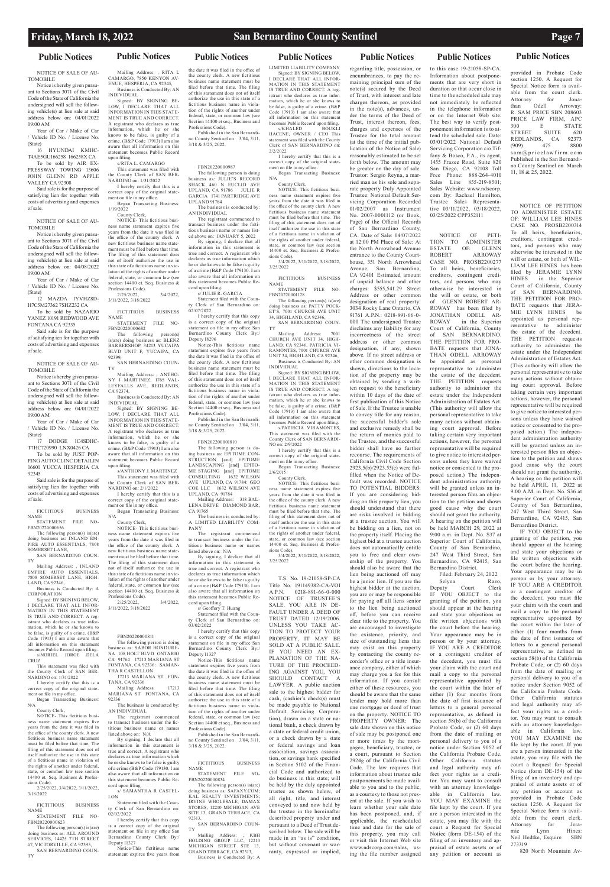NOTICE OF SALE OF AUTOMOBILE

Notice is hereby given pursuant to Sections 3071 of the Civil Code of the State of California the undersigned will sell the following vehicle(s) at lien sale at said address below on: 04/01/2022 09:00 AM

Year of Car / Make of Car / Vehicle ID No. / License No. (State)

16 HYUNDAI KMHCT4AE5GU166258 166258X CA

To be sold by AIR EXPRESSWAY TOWING 13606 JOHN GLENN RD APPLE VALLEY CA 92308

Said sale is for the purpose of satisfying lien for together with costs of advertising and expenses of sale.

NOTICE OF SALE OF AUTOMOBILE

Notice is hereby given pursuant to Sections 3071 of the Civil Code of the State of California the undersigned will sell the following vehicle(s) at lien sale at said address below on: 04/08/2022 09:00 AM

Year of Car / Make of Car / Vehicle ID No. / License No. (State)

12 MAZDA JYVHZ8DH7C5M27362 7SHZ232 CA

To be sold by NAZARIO YANEZ 10191 REDWOOD AVE FONTANA CA 92335

Said sale is for the purpose of satisfying len for together with costs of advertising and expenses of sale.

NOTICE OF SALE OF AUTOMOBILE

Notice is hereby given pursuant to Sections 3071 of the Civil Code of the State of California the undersigned will sell the following vehicle(s) at lien sale at said address below on: 04/01/2022 09:00 AM

Year of Car / Make of Car / Vehicle ID No. / License No. (State)

17 DODGE 1C4SDHCT7HC720990 LNX0426 CA

To be sold by JUST POPPING AUTO CLINC DETAILIN 16601 YUCCA HESPERIA CA 92345

Said sale is for the purpose of satisfying lien for together with costs of advertising and expenses of sale.

FICTITIOUS BUSINESS NAME STATEMENT FILE NO-FBN20220000656

The following person(s) is(are) doing business as: INLAND EMPIRE AUTO ESSENTIALS, 7808 SOMERSET LANE,

SAN BERNARDINO COUNTY

Mailing Address: , INLAND EMPIRE AUTO ESSENTIALS, 7808 SOMERSET LANE, HIGHLAND, CA 92346,

Business is Conducted By: A CORPORATION

Signed: BY SIGNING BELOW, I DECLARE THAT ALL INFORMATION IN THIS STATEMENT IS TRUE AND CORRECT. A registrant who declares as true information, which he or she knows to be false, is guilty of a crime. (B&P Code 17913) I am also aware that all information on this statement becomes Public Record upon filing.

s/NORIEL JORGE DELA CRUZ

This statement was filed with the County Clerk of SAN BERNARDINO on: 1/31/2022

I hereby certify that this is a correct copy of the original statement on file in my office.

Began Transacting Business: N/A

County Clerk,

NOTICE- This fictitious business name statement expires five years from the date it was filed in the office of the county clerk. A new fictitious business name statement must be filed before that time. The filing of this statement does not of itself authorize the use in this state of a fictitious name in violation of the rights of another under federal, state, or common law (see section 14400 et. Seq. Business & Professions Code).

2/25/2022, 3/4/2022, 3/11/2022, 3/18/2022

FICTITIOUS BUSINESS NAME STATEMENT FILE NO-FBN20220000623

The following person(s) is(are) doing business as: ALL AROUND SERVICES, 14425 7TH STREET #7, VICTORVILLE, CA 92395,

SAN BERNARDINO COUNTY

Mailing Address: , RITA L CAMARGO, 7850 KENYON AVENUE, HESPERIA, CA 92345,

Business is Conducted By: AN INDIVIDUAL

Signed: BY SIGNING BELOW, I DECLARE THAT ALL INFORMATION IN THIS STATEMENT IS TRUE AND CORRECT. A registrant who declares as true information, which he or she knows to be false, is guilty of a crime. (B&P Code 17913) I am also aware that all information on this statement becomes Public Record upon filing.

s/RITA L. CAMARGO

This statement was filed with the County Clerk of SAN BERNARDINO on: 1/31/2022

I hereby certify that this is a correct copy of the original statement on file in my office.

Began Transacting Business: 1/19/2022

County Clerk,

NOTICE- This fictitious business name statement expires five years from the date it was filed in the office of the county clerk. A new fictitious business name statement must be filed before that time. The filing of this statement does not of itself authorize the use in this state of a fictitious name in violation of the rights of another under federal, state, or common law (see section 14400 et. Seq. Business & Professions Code).

2/25/2022, 3/4/2022, 3/11/2022, 3/18/2022

FICTITIOUS BUSINESS NAME STATEMENT FILE NO-FBN20220000682

The following person(s) is(are) doing business as: BLENZ BARBERSHOP, 34213 YUCAIPA BLVD UNIT F, YUCAIPA, CA 92399,

SAN BERNARDINO COUNTY

Mailing Address: , ANTHONY J MARTINEZ, 1765 VALLEYFALLS AVE, REDLANDS, CA 92374,

Business is Conducted By: AN INDIVIDUAL

Signed: BY SIGNING BELOW, I DECLARE THAT ALL INFORMATION IN THIS STATEMENT IS TRUE AND CORRECT. A registrant who declares as true information, which he or she knows to be false, is guilty of a crime. (B&P Code 17913) I am also aware that all information on this statement becomes Public Record upon filing.

s/ANTHONY J. MARTINEZ

This statement was filed with the County Clerk of SAN BERNARDINO on: 2/1/2022

I hereby certify that this is a correct copy of the original statement on file in my office.

Began Transacting Business: N/A

County Clerk,

NOTICE- This fictitious business name statement expires five years from the date it was filed in the office of the county clerk. A new fictitious business name statement must be filed before that time. The filing of this statement does not of itself authorize the use in this state of a fictitious name in violation of the rights of another under federal, state, or common law (see section 14400 et. Seq. Business & Professions Code).

2/25/2022, 3/4/2022, 3/11/2022, 3/18/2022

FBN20220000811

The following person is doing business as: SABOR HONDUREÑA 100 HOLT BLVD ONTARIO CA 91764 17213 MARIANA ST FONTANA, CA 92336: SAMANTHA R CASTELLON

17213 MARIANA ST FONTANA, CA 92336

Mailing Address: 17213 MARIANA ST FONTANA, CA 92336

The business is conducted by: AN INDIVIDUAL

The registrant commenced to transact business under the fictitious business name or names listed above on: N/A

By signing, I declare that all information in this statement is true and correct. A registrant who declares as true information which he or she knows to be false is guilty of a crime (B&P Code 179130. I am also aware that all information on this statement becomes Public Record upon filing.

s/ SAMANTHA R CASTELLON

Statement filed with the County Clerk of San Bernardino on: 02/02/2022

I hereby certify that this copy is a correct copy of the original statement on file in my office San Bernardino County Clerk By:/ Deputy I1327

Notice-This fictitious name statement expires five years from the date it was filed in the office of the county clerk. A new fictitious business name statement must be filed before that time. The filing of this statement does not of itself authorize the use in this state of a fictitious business name in violation of the rights of another under federal, state, or common law (see Section 14400 et seq., Business and Professions Code).

Published in the San Bernardino County Sentinel on 3/04/2022, 3/11/2022, 3/18/2022 & 3/25/2022.

FBN20220000987

The following person is doing business as: JULIE'S RECORD SHACK 460 N EUCLID AVE UPLAND, CA 91786 JULIE R GARCIA 1741 PARTRIDGE AVE UPLAND 91784

The business is conducted by: AN INDIVIDUAL

The registrant commenced to transact business under the fictitious business name or names listed above on: JANUARY 5, 2022

By signing, I declare that all information in this statement is true and correct. A registrant who declares as true information which he or she knows to be false is guilty of a crime (B&P Code 179130. I am also aware that all information on this statement becomes Public Record upon filing.

s/ JULIE R. GARCIA

Statement filed with the County Clerk of San Bernardino on: 02/07/2022

I hereby certify that this copy is a correct copy of the original statement on file in my office San Bernardino County Clerk By:/ Deputy I8296

Notice-This fictitious name statement expires five years from the date it was filed in the office of the county clerk. A new fictitious business name statement must be filed before that time. The filing of this statement does not of itself authorize the use in this state of a fictitious business name in violation of the rights of another under federal, state, or common law (see Section 14400 et seq., Business and Professions Code).

Published in the San Bernardino County Sentinel on 3/04/2022, 3/11/2022, 3/18/2022 & 3/25/2022.

FBN20220001810

The following person is doing business as: EPITOME CONSTRUCTION [and] EPITOME LANDSCAPING [and] EPITOME STAGING [and] EPITOME CONSULTING 1632 WILSON AVE UPLAND, CA 91784: GEO COE LLC 1632 WILSON AVE UPLAND, CA 91784

Mailing Address: 318 BALENA DRIVE DIAMOND BAR, CA 91765

The business is conducted by: A LIMITED LIABILITY COMPANY

The registrant commenced to transact business under the fictitious business name or names listed above on: N/A

By signing, I declare that all information in this statement is true and correct. A registrant who declares as true information which he or she knows to be false is guilty of a crime (B&P Code 179130. I am also aware that all information on this statement becomes Public Record upon filing.

s/ Geoffery T. Huang

Statement filed with the County Clerk of San Bernardino on: 03/02/2022

I hereby certify that this copy is a correct copy of the original statement on file in my office San Bernardino County Clerk By:/ Deputy I1327

Notice-This fictitious name statement expires five years from the date it was filed in the office of the county clerk. A new fictitious business name statement must be filed before that time. The filing of this statement does not of itself authorize the use in this state of a fictitious business name in violation of the rights of another under federal, state, or common law (see Section 14400 et seq., Business and Professions Code).

Published in the San Bernardino County Sentinel on 3/04/2022, 3/11/2022, 3/18/2022 & 3/25/2022.

FICTITIOUS BUSINESS NAME STATEMENT FILE NO-FBN20220000834

The following person(s) is(are) doing business as: SAFAXY.COM; KAL REALTY INVESTMENTS; IRVINE WHOLESALE; DAMAX STORES, 12210 MICHIGAN AVE SITE 13, GRAND TERRACE, CA 92313,

SAN BERNARDINO COUNTY

Mailing Address: , KBH HOLDING GROUP LLC, 12210 MICHIGAN STREET STE 13, GRAND TERRACE, CA 92313,

Business is Conducted By: A LIMITED LIABILITY COMPANY

Signed: BY SIGNING BELOW, I DECLARE THAT ALL INFORMATION IN THIS STATEMENT IS TRUE AND CORRECT. A registrant who declares as true information, which he or she knows to be false, is guilty of a crime. (B&P Code 17913) I am also aware that all information on this statement becomes Public Record upon filing.

s/KHALED BOUKLI HACENE, OWNER / CEO This statement was filed with the County Clerk of SAN BERNARDINO on: 2/2/2022

I hereby certify that this is a correct copy of the original statement on file in my office.

Began Transacting Business: N/A

County Clerk,

NOTICE- This fictitious business name statement expires five years from the date it was filed in the office of the county clerk. A new fictitious business name statement must be filed before that time. The filing of this statement does not of itself authorize the use in this state of a fictitious name in violation of the rights of another under federal, state, or common law (see section 14400 et. Seq. Business & Professions Code).

3/4/2022, 3/11/2022, 3/18/2022, 3/25/2022

FICTITIOUS BUSINESS NAME STATEMENT FILE NO-FBN20220001128

The following person(s) is(are) doing business as: PATTY POCKET'S, 7001 CHURCH AVE UNIT 34, HIGHLAND, CA 92346,

SAN BERNARDINO COUNTY

Mailing Address: 7001 CHURCH AVE UNIT 34, HIGHLAND, CA 92346, PATRICIA VIRAMONTES, 7001 CHURCH AVE UNIT 34, HIGHLAND, CA 92346,

Business is Conducted By: AN INDIVIDUAL

Signed: BY SIGNING BELOW, I DECLARE THAT ALL INFORMATION IN THIS STATEMENT IS TRUE AND CORRECT. A registrant who declares as true information, which he or she knows to be false, is guilty of a crime. (B&P Code 17913) I am also aware that all information on this statement becomes Public Record upon filing.

s/PATRICIA VIRAMONTES, This statement was filed with the County Clerk of SAN BERNARDINO on: 2/9/2022

I hereby certify that this is a correct copy of the original statement on file in my office.

Began Transacting Business: 2/6/2015

County Clerk,

NOTICE- This fictitious business name statement expires five years from the date it was filed in the office of the county clerk. A new fictitious business name statement must be filed before that time. The filing of this statement does not of itself authorize the use in this state of a fictitious name in violation of the rights of another under federal, state, or common law (see section 14400 et. Seq. Business & Professions Code).

3/4/2022, 3/11/2022, 3/18/2022, 3/25/2022

T.S. No. 19-21058-SP-CA Title No. 191149382-CA-VOI A.P.N. 0218-891-66-0-000 NOTICE OF TRUSTEE'S SALE. YOU ARE IN DEFAULT UNDER A DEED OF TRUST DATED 12/19/2006. UNLESS YOU TAKE ACTION TO PROTECT YOUR PROPERTY, IT MAY BE SOLD AT A PUBLIC SALE. IF YOU NEED AN EXPLANATION OF THE NATURE OF THE PROCEEDING AGAINST YOU, YOU SHOULD CONTACT A LAWYER. A public auction sale to the highest bidder for cash, (cashier's check(s) must be made payable to National Default Servicing Corporation), drawn on a state or national bank, a check drawn by a state or federal credit union, or a check drawn by a state or federal savings and loan association, savings association, or savings bank specified in Section 5102 of the Financial Code and authorized to do business in this state; will be held by the duly appointed trustee as shown below, of all right, title, and interest conveyed to and now held by the trustee in the hereinafter described property under and pursuant to a Deed of Trust described below. The sale will be made in an "as is" condition, but without covenant or warranty, expressed or implied, regarding title, possession, or encumbrances, to pay the remaining principal sum of the note(s) secured by the Deed of Trust, with interest and late charges thereon, as provided in the note(s), advances, under the terms of the Deed of Trust, interest thereon, fees, charges and expenses of the Trustee for the total amount (at the time of the initial publication of the Notice of Sale) reasonably estimated to be set forth below. The amount may be greater on the day of sale. Trustor: Sergio Reyna, a married man as his sole and separate property Duly Appointed Trustee: National Default Servicing Corporation Recorded 01/02/2007 as Instrument No. 2007-0001112 (or Book, Page) of the Official Records of San Bernardino County, CA. Date of Sale: 04/07/2022 at 12:00 PM Place of Sale: At the North Arrowhead Avenue entrance to the County Courthouse, 351 North Arrowhead Avenue, San Bernardino, CA 92401 Estimated amount of unpaid balance and other charges: $555,541.29 Street Address or other common designation of real property: 3034 Rocky Lane Ontario, CA 91761 A.P.N.: 0218-891-66-0-000 The undersigned Trustee disclaims any liability for any incorrectness of the street address or other common designation, if any, shown above. If no street address or other common designation is shown, directions to the location of the property may be obtained by sending a written request to the beneficiary within 10 days of the date of first publication of this Notice of Sale. If the Trustee is unable to convey title for any reason, the successful bidder's sole and exclusive remedy shall be the return of monies paid to the Trustee, and the successful bidder shall have no further recourse. The requirements of California Civil Code Section 2923.5(b)/2923.55(c) were fulfilled when the Notice of Default was recorded. NOTICE TO POTENTIAL BIDDERS: If you are considering bidding on this property lien, you should understand that there are risks involved in bidding at a trustee auction. You will be bidding on a lien, not on the property itself. Placing the highest bid at a trustee auction does not automatically entitle you to free and clear ownership of the property. You should also be aware that the lien being auctioned off may be a junior lien. If you are the highest bidder at the auction, you are or may be responsible for paying off all liens senior to the lien being auctioned off, before you can receive clear title to the property. You are encouraged to investigate the existence, priority, and size of outstanding liens that may exist on this property by contacting the county recorder's office or a title insurance company, either of which may charge you a fee for this information. If you consult either of these resources, you should be aware that the same lender may hold more than one mortgage or deed of trust on the property. NOTICE TO PROPERTY OWNER: The sale date shown on this notice of sale may be postponed one or more times by the mortgagee, beneficiary, trustee, or a court, pursuant to Section 2924g of the California Civil Code. The law requires that information about trustee sale postponements be made available to you and to the public, as a courtesy to those not present at the sale. If you wish to learn whether your sale date has been postponed, and, if applicable, the rescheduled time and date for the sale of this property, you may call or visit this Internet Web site www.ndscorp.com/sales, using the file number assigned to this case 19-21058-SP-CA. Information about postponements that are very short in duration or that occur close in time to the scheduled sale may not immediately be reflected in the telephone information or on the Internet Web site. The best way to verify postponement information is to attend the scheduled sale. Date: 03/01/2022 National Default Servicing Corporation c/o Tiffany & Bosco, P.A., its agent, 1455 Frazee Road, Suite 820 San Diego, CA 92108 Toll Free Phone: 888-264-4010 Sales Line 855-219-8501; Sales Website: www.ndscorp.com By: Rachael Hamilton, Trustee Sales Representative 03/11/2022, 03/18/2022, 03/25/2022 CPP352111

NOTICE OF PETITION TO ADMINISTER ESTATE OF: GLENN ROBERT ARROWAY CASE NO. PROSB2200277

To all heirs, beneficiaries, creditors, contingent creditors, and persons who may otherwise be interested in the will or estate, or both of GLENN ROBERT ARROWAY has been filed by JONATHAN ODELL ARROWAY in the Superior Court of California, County of SAN BERNARDINO.

THE PETITION FOR PROBATE requests that JONATHAN ODELL ARROWAY be appointed as personal representative to administer the estate of the decedent.

THE PETITION requests authority to administer the estate under the Independent Administration of Estates Act. (This authority will allow the personal representative to take many actions without obtaining court approval. Before taking certain very important actions, however, the personal representative will be required to give notice to interested persons unless they have waived notice or consented to the proposed action.) The independent administration authority will be granted unless an interested person files an objection to the petition and shows good cause why the court should not grant the authority.

A hearing on the petition will be held MARCH 29, 2022 at 9:00 a.m. in Dept. No. S37 at Superior Court of California, County of San Bernardino, 247 West Third Street, San Bernardino, CA 92415, San Bernardino District.

Filed: February 24, 2022

Selyna Razo, Deputy Court Clerk

IF YOU OBJECT to the granting of the petition, you should appear at the hearing and state your objections or file written objections with the court before the hearing. Your appearance may be in person or by your attorney.

IF YOU ARE A CREDITOR or a contingent creditor of the decedent, you must file your claim with the court and mail a copy to the personal representative appointed by the court within the later of either (1) four months from the date of first issuance of letters to a general personal representative, as defined in section 58(b) of the California Probate Code, or (2) 60 days from the date of mailing or personal delivery to you of a notice under Section 9052 of the California Probate Code. Other California statutes and legal authority may affect your rights as a creditor. You may want to consult with an attorney knowledgeable in California law.

YOU MAY EXAMINE the file kept by the court. If you are a person interested in the estate, you may file with the court a Request for Special Notice (form DE-154) of the filing of an inventory and appraisal of estate assets or of any petition or account as provided in Probate Code section 1250. A Request for Special Notice form is available from the court clerk.

Attorney for Jonathan Odell Arroway: R. SAM PRICE SBN 208603 PRICE LAW FIRM, APC 300 E STATE STREET SUITE 620 REDLANDS, CA 92373 (909) 475 8800 sam@pricelawfirm.com

Published in the San Bernardino County Sentinel on March 11, 18 & 25, 2022.

NOTICE OF PETITION TO ADMINISTER ESTATE OF: WILLIAM LEE HINES CASE NO. PROSB2200314

To all heirs, beneficiaries, creditors, contingent creditors, and persons who may otherwise be interested in the will or estate, or both of WILLIAM LEE HINES has been filed by JERAMIE LYNN HINES in the Superior Court of California, County of SAN BERNARDINO.

THE PETITION FOR PROBATE requests that JERAMIE LYNN HINES be appointed as personal representative to administer the estate of the decedent.

THE PETITION requests authority to administer the estate under the Independent Administration of Estates Act. (This authority will allow the personal representative to take many actions without obtaining court approval. Before taking certain very important actions, however, the personal representative will be required to give notice to interested persons unless they have waived notice or consented to the proposed action.) The independent administration authority will be granted unless an interested person files an objection to the petition and shows good cause why the court should not grant the authority.

A hearing on the petition will be held APRIL 11, 2022 at 9:00 A.M. in Dept. No. S36 at Superior Court of California, County of San Bernardino, 247 West Third Street, San Bernardino, CA 92415, San Bernardino District.

IF YOU OBJECT to the granting of the petition, you should appear at the hearing and state your objections or file written objections with the court before the hearing. Your appearance may be in person or by your attorney.

IF YOU ARE A CREDITOR or a contingent creditor of the decedent, you must file your claim with the court and mail a copy to the personal representative appointed by the court within the later of either (1) four months from the date of first issuance of letters to a general personal representative, as defined in section 58(b) of the California Probate Code, or (2) 60 days from the date of mailing or personal delivery to you of a notice under Section 9052 of the California Probate Code. Other California statutes and legal authority may affect your rights as a creditor. You may want to consult with an attorney knowledgeable in California law.

YOU MAY EXAMINE the file kept by the court. If you are a person interested in the estate, you may file with the court a Request for Special Notice (form DE-154) of the filing of an inventory and appraisal of estate assets or of any petition or account as provided in Probate Code section 1250. A Request for Special Notice form is available from the court clerk.

Attorney for Jeramie Lynn Hines: Neil Hedtke, Esquire SBN 273319

820 North Mountain Av-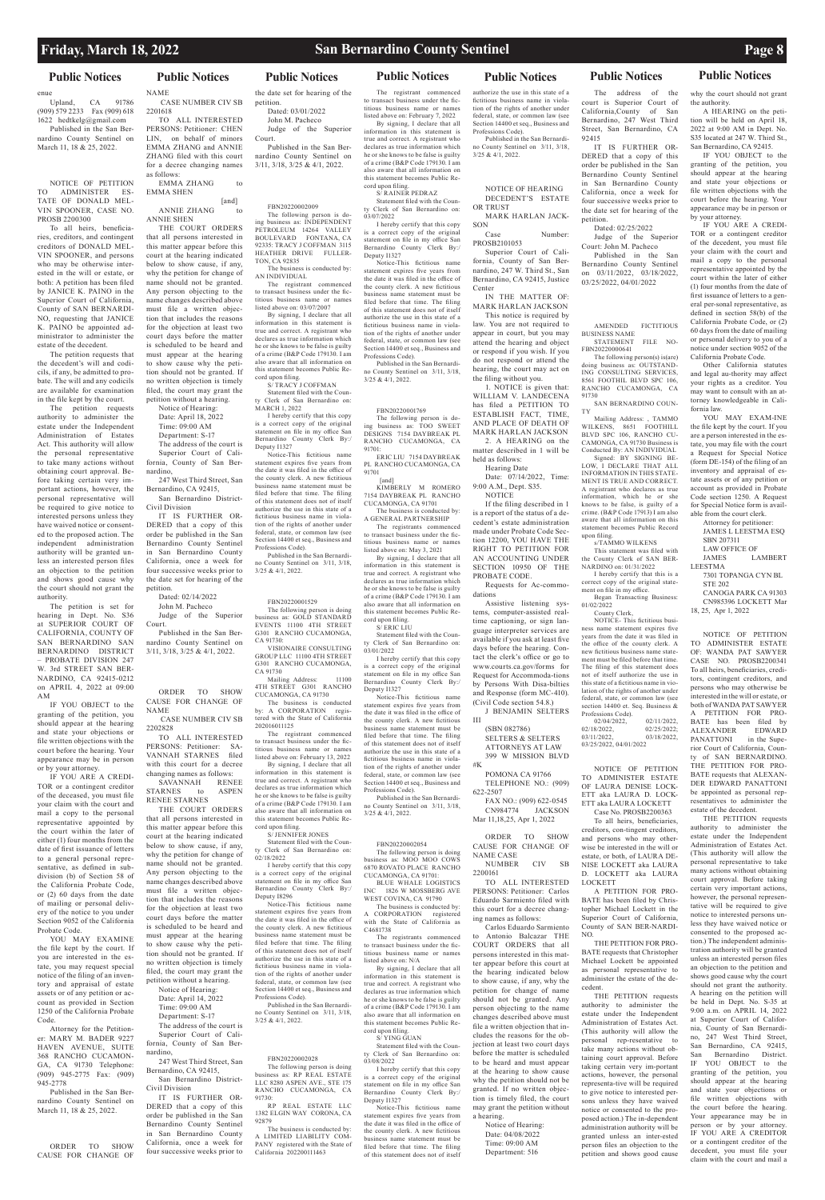## Public Notices

enue

Upland, CA 91786 (909) 579 2233 Fax (909) 618 1622 hedtkelg@gmail.com

Published in the San Bernardino County Sentinel on March 11, 18 & 25, 2022.

NOTICE OF PETITION TO ADMINISTER ESTATE OF DONALD MELVIN SPOONER, CASE NO. PROSB 2200300

To all heirs, beneficiaries, creditors, and contingent creditors of DONALD MELVIN SPOONER, and persons who may be otherwise interested in the will or estate, or both: A petition has been filed by JANICE K. PAINO in the Superior Court of California, County of SAN BERNARDINO, requesting that JANICE K. PAINO be appointed administrator to administer the estate of the decedent.

The petition requests that the decedent's will and codicils, if any, be admitted to probate. The will and any codicils are available for examination in the file kept by the court.

The petition requests authority to administer the estate under the Independent Administration of Estates Act. This authority will allow the personal representative to take many actions without obtaining court approval. Before taking certain very important actions, however, the personal representative will be required to give notice to interested persons unless they have waived notice or consented to the proposed action. The independent administration authority will be granted unless an interested person files an objection to the petition and shows good cause why the court should not grant the authority.

The petition is set for hearing in Dept. No. S36 at SUPERIOR COURT OF CALIFORNIA, COUNTY OF SAN BERNARDINO SAN BERNARDINO DISTRICT – PROBATE DIVISION 247 W. 3rd STREET SAN BERNARDINO, CA 92415-0212 on APRIL 4, 2022 at 09:00 AM

IF YOU OBJECT to the granting of the petition, you should appear at the hearing and state your objections or file written objections with the court before the hearing. Your appearance may be in person or by your attorney.

IF YOU ARE A CREDITOR or a contingent creditor of the deceased, you must file your claim with the court and mail a copy to the personal representative appointed by the court within the later of either (1) four months from the date of first issuance of letters to a general personal representative, as defined in subdivision (b) of Section 58 of the California Probate Code, or (2) 60 days from the date of mailing or personal delivery of the notice to you under Section 9052 of the California Probate Code.

YOU MAY EXAMINE the file kept by the court. If you are interested in the estate, you may request special notice of the filing of an inventory and appraisal of estate assets or of any petition or account as provided in Section 1250 of the California Probate Code.

Attorney for the Petitioner: MARY M. BADER 9227 HAVEN AVENUE, SUITE 368 RANCHO CUCAMONGA, CA 91730 Telephone: (909) 945-2775 Fax: (909) 945-2778

Published in the San Bernardino County Sentinel on March 11, 18 & 25, 2022.

ORDER TO SHOW CAUSE FOR CHANGE OF NAME

CASE NUMBER CIV SB 2201618

TO ALL INTERESTED PERSONS: Petitioner: CHEN LIN, on behalf of minors EMMA ZHANG and ANNIE ZHANG filed with this court for a decree changing names as follows:

EMMA ZHANG to EMMA SHEN

[and]

ANNIE ZHANG to ANNIE SHEN

THE COURT ORDERS that all persons interested in this matter appear before this court at the hearing indicated below to show cause, if any, why the petition for change of name should not be granted. Any person objecting to the name changes described above must file a written objection that includes the reasons for the objection at least two court days before the matter is scheduled to be heard and must appear at the hearing to show cause why the petition should not be granted. If no written objection is timely filed, the court may grant the petition without a hearing.

Notice of Hearing:
Date: April 18, 2022
Time: 09:00 AM
Department: S-17

The address of the court is Superior Court of California, County of San Bernardino,

247 West Third Street, San Bernardino, CA 92415,

San Bernardino District-Civil Division

IT IS FURTHER ORDERED that a copy of this order be published in the San Bernardino County Sentinel in San Bernardino County California, once a week for four successive weeks prior to the date set for hearing of the petition.

Dated: 02/14/2022

John M. Pacheco

Judge of the Superior Court.

Published in the San Bernardino County Sentinel on 3/11, 3/18, 3/25 & 4/1, 2022.

ORDER TO SHOW CAUSE FOR CHANGE OF NAME

CASE NUMBER CIV SB 2202828

TO ALL INTERESTED PERSONS: Petitioner: SAVANNAH STARNES filed with this court for a decree changing names as follows:

SAVANNAH RENEE STARNES to ASPEN RENEE STARNES

THE COURT ORDERS that all persons interested in this matter appear before this court at the hearing indicated below to show cause, if any, why the petition for change of name should not be granted. Any person objecting to the name changes described above must file a written objection that includes the reasons for the objection at least two court days before the matter is scheduled to be heard and must appear at the hearing to show cause why the petition should not be granted. If no written objection is timely filed, the court may grant the petition without a hearing.

Notice of Hearing:
Date: April 14, 2022
Time: 09:00 AM
Department: S-17

The address of the court is Superior Court of California, County of San Bernardino,

247 West Third Street, San Bernardino, CA 92415,

San Bernardino District-Civil Division

IT IS FURTHER ORDERED that a copy of this order be published in the San Bernardino County Sentinel in San Bernardino County California, once a week for four successive weeks prior to the date set for hearing of the petition.

Dated: 03/01/2022

John M. Pacheco

Judge of the Superior Court.

Published in the San Bernardino County Sentinel on 3/11, 3/18, 3/25 & 4/1, 2022.

FBN20220002009

The following person is doing business as: INDEPENDENT PETROLEUM 14264 VALLEY BOULEVARD FONTANA, CA 92335: TRACY J COFFMAN 3115 HEATHER DRIVE FULLERTON, CA 92835

The business is conducted by: AN INDIVIDUAL

The registrant commenced to transact business under the fictitious business name or names listed above on: 03/07/2007

By signing, I declare that all information in this statement is true and correct. A registrant who declares as true information which he or she knows to be false is guilty of a crime (B&P Code 179130. I am also aware that all information on this statement becomes Public Record upon filing.

S/ TRACY J COFFMAN

Statement filed with the County Clerk of San Bernardino on: MARCH 1, 2022

I hereby certify that this copy is a correct copy of the original statement on file in my office San Bernardino County Clerk By:/ Deputy I1327

Notice-This fictitious name statement expires five years from the date it was filed in the office of the county clerk. A new fictitious business name statement must be filed before that time. The filing of this statement does not of itself authorize the use in this state of a fictitious business name in violation of the rights of another under federal, state, or common law (see Section 14400 et seq., Business and Professions Code).

Published in the San Bernardino County Sentinel on 3/11, 3/18, 3/25 & 4/1, 2022.

FBN20220001529

The following person is doing business as: GOLD STANDARD EVENTS 11100 4TH STREET G301 RANCHO CUCAMONGA, CA 91730:

VISIONAIRE CONSULTING GROUP LLC 11100 4TH STREET G301 RANCHO CUCAMONGA, CA 91730

Mailing Address: 11100 4TH STREET G301 RANCHO CUCAMONGA, CA 91730

The business is conducted by: A CORPORATION registered with the State of California 202016011125

The registrant commenced to transact business under the fictitious business name or names listed above on: February 13, 2022

By signing, I declare that all information in this statement is true and correct. A registrant who declares as true information which he or she knows to be false is guilty of a crime (B&P Code 179130. I am also aware that all information on this statement becomes Public Record upon filing.

S/ JENNIFER JONES

Statement filed with the County Clerk of San Bernardino on: 02/18/2022

I hereby certify that this copy is a correct copy of the original statement on file in my office San Bernardino County Clerk By:/ Deputy I8296

Notice-This fictitious name statement expires five years from the date it was filed in the office of the county clerk. A new fictitious business name statement must be filed before that time. The filing of this statement does not of itself authorize the use in this state of a fictitious business name in violation of the rights of another under federal, state, or common law (see Section 14400 et seq., Business and Professions Code).

Published in the San Bernardino County Sentinel on 3/11, 3/18, 3/25 & 4/1, 2022.

FBN20220002028

The following person is doing business as: RP REAL ESTATE LLC 8280 ASPEN AVE., STE 175 RANCHO CUCAMONGA, CA 91730:

RP REAL ESTATE LLC 1382 ELGIN WAY CORONA, CA 92879

The business is conducted by: A LIMITED LIABILITY COMPANY registered with the State of California 202200111463

The registrant commenced to transact business under the fictitious business name or names listed above on: February 7, 2022

By signing, I declare that all information in this statement is true and correct. A registrant who declares as true information which he or she knows to be false is guilty of a crime (B&P Code 179130. I am also aware that all information on this statement becomes Public Record upon filing.

S/ RAINER PEDRAZ

Statement filed with the County Clerk of San Bernardino on: 03/07/2022

I hereby certify that this copy is a correct copy of the original statement on file in my office San Bernardino County Clerk By:/ Deputy I1327

Notice-This fictitious name statement expires five years from the date it was filed in the office of the county clerk. A new fictitious business name statement must be filed before that time. The filing of this statement does not of itself authorize the use in this state of a fictitious business name in violation of the rights of another under federal, state, or common law (see Section 14400 et seq., Business and Professions Code).

Published in the San Bernardino County Sentinel on 3/11, 3/18, 3/25 & 4/1, 2022.

FBN20220001769

The following person is doing business as: TOO SWEET DESIGNS 7154 DAYBREAK PL RANCHO CUCAMONGA, CA 91701:

ERIC LIU 7154 DAYBREAK PL RANCHO CUCAMONGA, CA 91701

[and]

KIMBERLY M ROMERO 7154 DAYBREAK PL RANCHO CUCAMONGA, CA 91701

The business is conducted by: A GENERAL PARTNERSHIP

The registrants commenced to transact business under the fictitious business name or names listed above on: May 3, 2021

By signing, I declare that all information in this statement is true and correct. A registrant who declares as true information which he or she knows to be false is guilty of a crime (B&P Code 179130. I am also aware that all information on this statement becomes Public Record upon filing.

S/ ERIC LIU

Statement filed with the County Clerk of San Bernardino on: 03/01/2022

I hereby certify that this copy is a correct copy of the original statement on file in my office San Bernardino County Clerk By:/ Deputy I1327

Notice-This fictitious name statement expires five years from the date it was filed in the office of the county clerk. A new fictitious business name statement must be filed before that time. The filing of this statement does not of itself authorize the use in this state of a fictitious business name in violation of the rights of another under federal, state, or common law (see Section 14400 et seq., Business and Professions Code).

Published in the San Bernardino County Sentinel on 3/11, 3/18, 3/25 & 4/1, 2022.

FBN20220002054

The following person is doing business as: MOO MOO COWS 6870 ROVATO PLACE RANCHO CUCAMONGA, CA 91701:

BLUE WHALE LOGISTICS INC 1826 W MOSSBERG AVE WEST COVINA, CA 91790

The business is conducted by: A CORPORATION registered with the State of California as C4681738

The registrants commenced to transact business under the fictitious business name or names listed above on: N/A

By signing, I declare that all information in this statement is true and correct. A registrant who declares as true information which he or she knows to be false is guilty of a crime (B&P Code 179130. I am also aware that all information on this statement becomes Public Record upon filing.

S/ YING GUAN

Statement filed with the County Clerk of San Bernardino on: 03/08/2022

I hereby certify that this copy is a correct copy of the original statement on file in my office San Bernardino County Clerk By:/ Deputy I1327

Notice-This fictitious name statement expires five years from the date it was filed in the office of the county clerk. A new fictitious business name statement must be filed before that time. The filing of this statement does not of itself authorize the use in this state of a fictitious business name in violation of the rights of another under federal, state, or common law (see Section 14400 et seq., Business and Professions Code).

Published in the San Bernardino County Sentinel on 3/11, 3/18, 3/25 & 4/1, 2022.

NOTICE OF HEARING DECEDENT'S ESTATE OR TRUST

MARK HARLAN JACKSON

Case Number: PROSB2101053

Superior Court of California, County of San Bernardino, 247 W. Third St., San Bernardino, CA 92415, Justice Center

IN THE MATTER OF: MARK HARLAN JACKSON

This notice is required by law. You are not required to appear in court, but you may attend the hearing and object or respond if you wish. If you do not respond or attend the hearing, the court may act on the filing without you.

1. NOTICE is given that: WILLIAM V. LANDECENA has filed a PETITION TO ESTABLISH FACT, TIME, AND PLACE OF DEATH OF MARK HARLAN JACKSON

2. A HEARING on the matter described in 1 will be held as follows:

Hearing Date

Date: 07/14/2022, Time: 9:00 A.M., Dept. S35.

NOTICE

If the filing described in 1 is a report of the status of a decedent's estate administration made under Probate Code Section 12200, YOU HAVE THE RIGHT TO PETITION FOR AN ACCOUNTING UNDER SECTION 10950 OF THE PROBATE CODE.

Requests for Accommodations

Assistive listening systems, computer-assisted real-time captioning, or sign language interpreter services are available if you ask at least five days before the hearing. Contact the clerk's office or go to www.courts.ca.gov/forms for Request for Accommodations by Persons With Disabilities and Response (form MC-410). (Civil Code section 54.8.)

J BENJAMIN SELLERS III

(SBN 082786)

SELTERS & SELTERS ATTORNEYS AT LAW

399 W MISSION BLVD #K

POMONA CA 91766

TELEPHONE NO.: (909) 622-2507

FAX NO.: (909) 622-0545

CN984774 JACKSON Mar 11,18,25, Apr 1, 2022

ORDER TO SHOW CAUSE FOR CHANGE OF NAME CASE NUMBER CIV SB 2200161

TO ALL INTERESTED PERSONS: Petitioner: Carlos Eduardo Sarmiento filed with this court for a decree changing names as follows:

Carlos Eduardo Sarmiento to Antonio Balcazar THE COURT ORDERS that all persons interested in this matter appear before this court at the hearing indicated below to show cause, if any, why the petition for change of name should not be granted. Any person objecting to the name changes described above must file a written objection that includes the reasons for the objection at least two court days before the matter is scheduled to be heard and must appear at the hearing to show cause why the petition should not be granted. If no written objection is timely filed, the court may grant the petition without a hearing.

Notice of Hearing:
Date: 04/08/2022
Time: 09:00 AM
Department: 516

The address of the court is Superior Court of California,County of San Bernardino, 247 West Third Street, San Bernardino, CA 92415

IT IS FURTHER ORDERED that a copy of this order be published in the San Bernardino County Sentinel in San Bernardino County California, once a week for four successive weeks prior to the date set for hearing of the petition.

Dated: 02/25/2022

Judge of the Superior Court: John M. Pacheco

Published in the San Bernardino County Sentinel on 03/11/2022, 03/18/2022, 03/25/2022, 04/01/2022

AMENDED FICTITIOUS BUSINESS NAME STATEMENT FILE NO-FBN20220000641

The following person(s) is(are) doing business as: OUTSTANDING CONSULTING SERVICES, 8561 FOOTHILL BLVD SPC 106, RANCHO CUCAMONGA, CA 91730

SAN BERNARDINO COUNTY

Mailing Address: , TAMMO WILKENS, 8651 FOOTHILL BLVD SPC 106, RANCHO CUCAMONGA, CA 91730 Business is Conducted By: AN INDIVIDUAL

Signed: BY SIGNING BELOW, I DECLARE THAT ALL INFORMATION IN THIS STATEMENT IS TRUE AND CORRECT. A registrant who declares as true information, which he or she knows to be false, is guilty of a crime. (B&P Code 17913) I am also aware that all information on this statement becomes Public Record upon filing.

s/TAMMO WILKENS

This statement was filed with the County Clerk of San Bernardino on: 01/31/2022

I hereby certify that this is a correct copy of the original statement on file in my office.

Began Transacting Business: 01/02/2022

County Clerk,

NOTICE- This fictitious business name statement expires five years from the date it was filed in the office of the county clerk. A new fictitious business name statement must be filed before that time. The filing of this statement does not of itself authorize the use in this state of a fictitious business name in violation of the rights of another under federal, state, or common law (see section 14400 et. Seq. Business & Professions Code).

02/04/2022, 02/11/2022, 02/18/2022, 02/25/2022; 03/11/2022, 03/18/2022, 03/25/2022, 04/01/2022

NOTICE OF PETITION TO ADMINISTER ESTATE OF LAURA DENISE LOCKETT aka LAURA D. LOCKETT aka LAURA LOCKETT

Case No. PROSB2200363

To all heirs, beneficiaries, creditors, con-tingent creditors, and persons who may otherwise be interested in the will or estate, or both, of LAURA DENISE LOCKETT aka LAURA D. LOCKETT aka LAURA LOCKETT

A PETITION FOR PROBATE has been filed by Christopher Michael Lockett in the Superior Court of California, County of SAN BER-NARDINO.

THE PETITION FOR PROBATE requests that Christopher Michael Lockett be appointed as personal representative to administer the estate of the decedent.

THE PETITION requests authority to administer the estate under the Independent Administration of Estates Act. (This authority will allow the personal rep-resentative to take many actions without obtaining court approval. Before taking certain very im-portant actions, however, the personal representa-tive will be required to give notice to interested persons unless they have waived notice or consented to the proposed action.) The in-dependent administration authority will be granted unless an inter-ested person files an objection to the petition and shows good cause why the court should not grant the authority.

A HEARING on the petition will be held on April 18, 2022 at 9:00 AM in Dept. No. S35 located at 247 W. Third St., San Bernardino, CA 92415.

IF YOU OBJECT to the granting of the petition, you should appear at the hearing and state your objections or file written objections with the court before the hearing. Your appearance may be in person or by your attorney.

IF YOU ARE A CREDITOR or a contingent creditor of the decedent, you must file your claim with the court and mail a copy to the personal representative appointed by the court within the later of either (1) four months from the date of first issuance of letters to a general per-sonal representative, as defined in section 58(b) of the California Probate Code, or (2) 60 days from the date of mailing or personal delivery to you of a notice under section 9052 of the California Probate Code.

Other California statutes and legal au-thority may affect your rights as a creditor. You may want to consult with an attorney knowledgeable in California law.

YOU MAY EXAM-INE the file kept by the court. If you are a person interested in the estate, you may file with the court a Request for Special Notice (form DE-154) of the filing of an inventory and appraisal of estate assets or of any petition or account as provided in Probate Code section 1250. A Request for Special Notice form is available from the court clerk.

Attorney for petitioner:

JAMES L LEESTMA ESQ
SBN 207311
LAW OFFICE OF JAMES LAMBERT LEESTMA
7301 TOPANGA CYN BL STE 202
CANOGA PARK CA 91303
CN985396 LOCKETT Mar 18, 25, Apr 1, 2022

NOTICE OF PETITION TO ADMINISTER ESTATE OF: WANDA PAT SAWYER CASE NO. PROSB2200341

To all heirs, beneficiaries, creditors, contingent creditors, and persons who may otherwise be interested in the will or estate, or both of WANDA PAT SAWYER

A PETITION FOR PROBATE has been filed by ALEXANDER EDWARD PANATTONI in the Superior Court of California, County of SAN BERNARDINO. THE PETITION FOR PROBATE requests that ALEXANDER EDWARD PANATTONI be appointed as personal representatives to administer the estate of the decedent.

THE PETITION requests authority to administer the estate under the Independent Administration of Estates Act. (This authority will allow the personal representative to take many actions without obtaining court approval. Before taking certain very important actions, however, the personal representative will be required to give notice to interested persons unless they have waived notice or consented to the proposed action.) The independent administration authority will be granted unless an interested person files an objection to the petition and shows good cause why the court should not grant the authority. A hearing on the petition will be held in Dept. No. S-35 at 9:00 a.m. on APRIL 14, 2022 at Superior Court of California, County of San Bernardino, 247 West Third Street, San Bernardino, CA 92415, San Bernardino District. IF YOU OBJECT to the granting of the petition, you should appear at the hearing and state your objections or file written objections with the court before the hearing. Your appearance may be in person or by your attorney. IF YOU ARE A CREDITOR or a contingent creditor of the decedent, you must file your claim with the court and mail a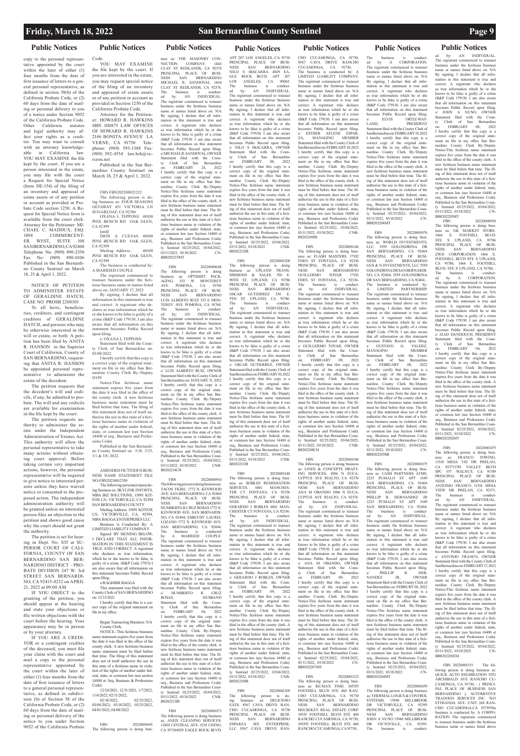copy to the personal representative appointed by the court within the later of either (1) four months from the date of first issuance of letters to a general personal representative, as defined in section 58(b) of the California Probate Code, or (2) 60 days from the date of mailing or personal delivery to you of a notice under Section 9052 of the California Probate Code. Other California statutes and legal authority may affect your rights as a creditor. You may want to consult with an attorney knowledgeable in California law. YOU MAY EXAMINE the file kept by the court. If you are a person interested in the estate, you may file with the court a Request for Special Notice (form DE-154) of the filing of an inventory and appraisal of estate assets or of any petition or account as provided in Probate Code section 1250. A Request for Special Notice form is available from the court clerk. Attorney for the Petitioner: MICHAEL C. MADDUX, ESQ. 1894 COMMERCENTER WEST, SUITE 108 SAN BERNARDINO, CA 92408 Telephone No: (909) 890-2350 Fax No: (909) 890-0106 Published in the San Bernardino County Sentinel on March 18, 25 & April 1, 2022.

NOTICE OF PETITION TO ADMINISTER ESTATE OF GERALDINE HATCH, CASE NO. PROSB 2200301

To all heirs, beneficiaries, creditors, and contingent creditors of GERALDINE HATCH, and persons who may be otherwise interested in the will or estate, or both: A petition has been filed by ANITA R. HANSON in the Superior Court of California, County of SAN BERNARDINO, requesting that ANITA R. HANSON be appointed personal representative to administer the estate of the decedent.

The petition requests the decedent's will and codicils, if any, be admitted to probate. The will and any codicils are available for examination in the file kept by the court.

The petition requests authority to administer the estate under the Independent Administration of Estates Act. This authority will allow the personal representative to take many actions without obtaining court approval. Before taking certain very important actions, however, the personal representative will be required to give notice to interested persons unless they have waived notice or consented to the proposed action. The independent administration authority will be granted unless an interested person files an objection to the petition and shows good cause why the court should not grant the authority.

The petition is set for hearing in Dept. No. S35 at SUPERIOR COURT OF CALIFORNIA, COUNTY OF SAN BERNARDINO SAN BERNARDINO DISTRICT - PROBATE DIVISION 247 W. 3rd STREET SAN BERNARDINO, CA 92415-0212 on APRIL 21, 2022 at 09:00 AM

IF YOU OBJECT to the granting of the petition, you should appear at the hearing and state your objections or file written objections with the court before the hearing. Your appearance may be in person or by your attorney.

IF YOU ARE A CREDITOR or a contingent creditor of the deceased, you must file your claim with the court and mail a copy to the personal representative appointed by the court within the later of either (1) four months from the date of first issuance of letters to a general personal representative, as defined in subdivision (b) of Section 58 of the California Probate Code, or (2) 60 days from the date of mailing or personal delivery to you of a notice under section 9052 of the California Probate Code.

YOU MAY EXAMINE the file kept by the court. If you are interested in the estate, you may request special notice of the filing of an inventory and appraisal of estate assets or of any petition or account as provided in Section 1250 of the California Probate Code.

Attorney for the Petitioner: HOWARD R. HAWKINS SBN 100875 LAW OFFICES OF HOWARD R. HAWKINS 2146 BONITA AVENUE LA VERNE, CA 91750 Telephone: (909) 593-1388 Fax: (909) 392-4554 law.hrh@verizon.net

Published in the San Bernardino County Sentinel on March 18, 25 & April 1, 2022.

FBN FBN20220001212

The following person is doing business as: FOUR SEASONS GETAWAY 451 VICTORIA LN SUGARLOAF, CA 92386

OXANA L TEPPONE 40100 PINE BENCH RD OAK GLEN, CA 92399

[and]

DION A CUEVAS 40100 PINE BENCH RD OAK GLEN, CA 92399

Mailing Address: 40100 PINE BENCH RD OAK GLEN, CA 92399

The business is conducted by: A MARRIED COUPLE

The registrant commenced to transact business under the fictitious business name or names listed above on: JANUARY 17, 2022

By signing, I declare that all information in this statement is true and correct. A registrant who declares as true information which he or she knows to be false is guilty of a crime (B&P Code 179130. I am also aware that all information on this statement becomes Public Record upon filing.

s/ OXANA L TEPPONE

Statement filed with the County Clerk of San Bernardino on: 03/08/2022

I hereby certify that this copy is a correct copy of the original statement on file in my office San Bernardino County Clerk By:/Deputy I5199

Notice-This fictitious name statement expires five years from the date it was filed in the office of the county clerk. A new fictitious business name statement must be filed before that time. The filing of this statement does not of itself authorize the use in this state of a fictitious business name in violation of the rights of another under federal, state, or common law (see Section 14400 et seq., Business and Professions Code).

Published in the San Bernardino County Sentinel on 3/18, 3/25, 3/1 & 3/8, 2022.

AMENDED FICTITIOUS BUSINESS NAME STATEMENT FILE NO-FBN20210012330

The following person(s) is(are) doing business as: SKYLINK INFOSYS, MBA BIZ SOLUTIONS, 15091 KITFOX LN, VICTORVILLE, CA 92394 SAN BERNARDINO COUNTY

Mailing Address: 15091 KITFOX LN, VICTORVILLE, CA, 92394, MBA BAGGA ENTERPRISES LLC

Business is Conducted By: A LIMITED LIABILITY COMPANY

Signed: BY SIGNING BELOW, I DECLARE THAT ALL INFORMATION IN THIS STATEMENT IS TRUE AND CORRECT. A registrant who declares as true information, which he or she knows to be false, is guilty of a crime. (B&P Code 179130) I am also aware that all information on this statement becomes Public Record upon filing.

s/RAGHBIR BAGGA

This statement was filed with the County Clerk of SAN BERNARDINO on: 12/15/2021

I hereby certify that this is a correct copy of the original statement on file in my office.

Began Transacting Business: N/A

County Clerk,

NOTICE- This fictitious business name statement expires five years from the date it was filed in the office of the county clerk. A new fictitious business name statement must be filed before that time. The filing of this statement does not of itself authorize the use in this state of a fictitious name in violation of the rights of another under federal, state, or common law (see section 14400. et. Seq. Business & Professions Code).

12/24/2021, 12/31/2021, 1/7/2022, 1/14/2022; 02/11/2022, 02/18/2022, 02/25/2022, 03/04/2022; 03/11/2022, 03/18/2022; 03/25/2022, 04/01/2022, 04/08/2022

FBN 20220001691

The following person is doing business as: THE MASONRY CONNECTION COMPANY 1444 CLAY ST REDLANDS, CA 92374 PRINCIPAL PLACE OF BUSINESS SAN BERNARDINO MICHAEL R. SANDOVAL 1444 CLAY ST REDLANDS, CA 92374.

The business is conducted by: AN INDIVIDUAL.

The registrant commenced to transact business under the fictitious business name or names listed above on: N/A

By signing, I declare that all information in this statement is true and correct. A registrant who declares as true information which he or she knows to be false is guilty of a crime (B&P Code 179130. I am also aware that all information on this statement becomes Public Record upon filing.

s/MICHAEL R. SANDOVAL, OWNER

Statement filed with the County Clerk of San Bernardino on: FEBRUARY 24, 2022

I hereby certify that this copy is a correct copy of the original statement on file in my office San Bernardino County Clerk By:/Deputy

Notice-This fictitious name statement expires five years from the date it was filed in the office of the county clerk. A new fictitious business name statement must be filed before that time. The filing of this statement does not of itself authorize the use in this state of a fictitious business name in violation of the rights of another under federal, state, or common law (see Section 14400 et seq., Business and Professions Code).

Published in the San Bernardino County Sentinel 02/25/2022, 03/04/2022, 03/11/2022, 03/18/2022 CN-BB8202215MT

FBN 20220000648

The following person is doing business as: OPTIMIST PACKAGING. 535 W MONTEREY AVE POMONA, CA 91768 PRINCIPAL PLACE OF BUSINESS SAN BERNARDINO LUIS ALBERTO RUIZ 533 E MONTEREY AVE POMONA, CA 91768.

The business is conducted by: AN INDIVIDUAL.

The registrant commenced to transact business under the fictitious business name or names listed above on: N/A

By signing, I declare that all information in this statement is true and correct. A registrant who declares as true information which he or she knows to be false is guilty of a crime (B&P Code 179130. I am also aware that all information on this statement becomes Public Record upon filing.

s/ LUIS ALBERTO RUIZ, OWNER

Statement filed with the County Clerk of San Bernardino on: JANUARY 31, 2022

I hereby certify that this copy is a correct copy of the original statement on file in my office San Bernardino County Clerk By:/Deputy

Notice-This fictitious name statement expires five years from the date it was filed in the office of the county clerk. A new fictitious business name statement must be filed before that time. The filing of this statement does not of itself authorize the use in this state of a fictitious business name in violation of the rights of another under federal, state, or common law (see Section 14400 et seq., Business and Professions Code).

Published in the San Bernardino County Sentinel 02/25/2022, 03/04/2022, 03/11/2022, 03/18/2022 CNB-B8202214CH

FBN 20220000914

The following person is doing business as: TACOS TIGRE. 1772 N. KENWOOD AVE. SAN BERNARDINO, CA 92404 PRINCIPAL PLACE OF BUSINESS SAN BERNARDINO HUMBERTO R. CRUZ ROSAS 1772 N. KENWOOD AVE. SAN BERNARDINO, CA 92404; ESBEYDY LAUREL LOZANO 1772 N. KENWOOD AVE. SAN BERNARDINO, CA 92404.

The business is conducted by: A MARRIED COUPLE.

The registrant commenced to transact business under the fictitious business name or names listed above on: N/A

By signing, I declare that all information in this statement is true and correct. A registrant who declares as true information which he or she knows to be false is guilty of a crime (B&P Code 179130. I am also aware that all information on this statement becomes Public Record upon filing.

s/ HUMBERTO R. CRUZ ROSAS, HUSBAND

Statement filed with the County Clerk of San Bernardino on: FEBRUARY 04, 2022

I hereby certify that this copy is a correct copy of the original statement on file in my office San Bernardino County Clerk By:/Deputy

Notice-This fictitious name statement expires five years from the date it was filed in the office of the county clerk. A new fictitious business name statement must be filed before that time. The filing of this statement does not of itself authorize the use in this state of a fictitious business name in violation of the rights of another under federal, state, or common law (see Section 14400 et seq., Business and Professions Code).

Published in the San Bernardino County Sentinel 02/25/2022, 03/04/2022, 03/11/2022, 03/18/2022 CNB-B8202213IR

FBN 20220001073

The following person is doing business as: ANJIX CLEANING SERVICES. 12403 CENTRAL AVE. #235 CHINO, CA 91710 4029 EAGLE ROCK BLVD. APT 207 LOS ANGELES, CA 91710 PRINCIPAL PLACE OF BUSINESS SAN BERNARDINO NILO S IBACARRA 4029 EAGLE ROCK BLVD. APT 207 LOS ANGELES, CA 90065.

The business is conducted by: AN INDIVIDUAL.

The registrant commenced to transact business under the fictitious business name or names listed above on: N/A

By signing, I declare that all information in this statement is true and correct. A registrant who declares as true information which he or she knows to be false is guilty of a crime (B&P Code 179130. I am also aware that all information on this statement becomes Public Record upon filing.

s/ NILO S IBACARRA, OWNER

Statement filed with the County Clerk of San Bernardino on: FEBRUARY 08, 2022

I hereby certify that this copy is a correct copy of the original statement on file in my office San Bernardino County Clerk By:/Deputy

Notice-This fictitious name statement expires five years from the date it was filed in the office of the county clerk. A new fictitious business name statement must be filed before that time. The filing of this statement does not of itself authorize the use in this state of a fictitious business name in violation of the rights of another under federal, state, or common law (see Section 14400 et seq., Business and Professions Code).

Published in the San Bernardino County Sentinel 02/25/2022, 03/04/2022, 03/11/2022, 03/18/2022 CNB-B8202212IR

FBN 20220001208

The following person is doing business as: UPLAND TRANSMISSIONS & SALES. 530 E. 90TH ST. UPLAND, CA 91786 PRINCIPAL PLACE OF BUSINESS SAN BERNARDINO OSCAR GUTIERREZ 530 E. 9TH ST. UPLAND, CA 91786.

The business is conducted by: AN INDIVIDUAL.

The registrant commenced to transact business under the fictitious business name or names listed above on: N/A

By signing, I declare that all information in this statement is true and correct. A registrant who declares as true information which he or she knows to be false is guilty of a crime (B&P Code 179130. I am also aware that all information on this statement becomes Public Record upon filing.

s/ OSCAR GUTIERREZ, OWNER

Statement filed with the County Clerk of San Bernardino on: FEBRUARY 10, 2022

I hereby certify that this copy is a correct copy of the original statement on file in my office San Bernardino County Clerk By:/Deputy

Notice-This fictitious name statement expires five years from the date it was filed in the office of the county clerk. A new fictitious business name statement must be filed before that time. The filing of this statement does not of itself authorize the use in this state of a fictitious business name in violation of the rights of another under federal, state, or common law (see Section 14400 et seq., Business and Professions Code).

Published in the San Bernardino County Sentinel 02/25/2022, 03/04/2022, 03/11/2022, 03/18/2022 CNB-B8202211IR

FBN 20220001148

The following person is doing business as: ROBLES REMEDIATION SERVICES. 6861 MANCHESTER CT FONTANA, CA 92336 PRINCIPAL PLACE OF BUSINESS SAN BERNARDINO GERARDO J ROBLES 6861 MANCHESTER CT FONTANA, CA 92336.

The business is conducted by: AN INDIVIDUAL.

The registrant commenced to transact business under the fictitious business name or names listed above on: N/A

By signing, I declare that all information in this statement is true and correct. A registrant who declares as true information which he or she knows to be false is guilty of a crime (B&P Code 179130. I am also aware that all information on this statement becomes Public Record upon filing.

s/ GERARDO J ROBLES, OWNER

Statement filed with the County Clerk of San Bernardino on: FEBRUARY 09, 2022

I hereby certify that this copy is a correct copy of the original statement on file in my office San Bernardino County Clerk By:/Deputy

Notice-This fictitious name statement expires five years from the date it was filed in the office of the county clerk. A new fictitious business name statement must be filed before that time. The filing of this statement does not of itself authorize the use in this state of a fictitious business name in violation of the rights of another under federal, state, or common law (see Section 14400 et seq., Business and Professions Code).

Published in the San Bernardino County Sentinel 02/25/2022, 03/04/2022, 03/11/2022, 03/18/2022 CNB-B8202210IR

FBN 20220001209

The following person is doing business as: DELICIOSO EATS. 8567 CAVA DRIVE RANCHO CUCAMONGA, CA 91730 PRINCIPAL PLACE OF BUSINESS SAN BERNARDINO ESPARZA SIX ENTERPRISE, LLC 8567 CAVA DRIVE RANCHO CUCAMONGA, CA 91730; 8567 CAVA DRIVE RANCHO CUCAMONGA, CA 91730;.

The business is conducted by: A LIMITED LIABILITY COMPANY.

The registrant commenced to transact business under the fictitious business name or names listed above on: N/A

By signing, I declare that all information in this statement is true and correct. A registrant who declares as true information which he or she knows to be false is guilty of a crime (B&P Code 179130. I am also aware that all information on this statement becomes Public Record upon filing.

s/ ESTHER AFLENE ESPARZA, MANAGING MEMBER

Statement filed with the County Clerk of San Bernardino on: FEBRUARY 10, 2022

I hereby certify that this copy is a correct copy of the original statement on file in my office San Bernardino County Clerk By:/Deputy

Notice-This fictitious name statement expires five years from the date it was filed in the office of the county clerk. A new fictitious business name statement must be filed before that time. The filing of this statement does not of itself authorize the use in this state of a fictitious business name in violation of the rights of another under federal, state, or common law (see Section 14400 et seq., Business and Professions Code).

Published in the San Bernardino County Sentinel 02/25/2022, 03/04/2022, 03/11/2022, 03/18/2022 CNB-B8202209IR

FBN 20220001146

The following person is doing business as: FLASH MASTERS. 17002 FERN ST FONTANA, CA 92336 PRINCIPAL PLACE OF BUSINESS SAN BERNARDINO GUILLERMO TOVAR 17002 FERN ST FONTANA, CA 92336.

The business is conducted by: AN INDIVIDUAL.

The registrant commenced to transact business under the fictitious business name or names listed above on: N/A

By signing, I declare that all information in this statement is true and correct. A registrant who declares as true information which he or she knows to be false is guilty of a crime (B&P Code 179130. I am also aware that all information on this statement becomes Public Record upon filing.

s/ GUILLERMO TOVAR, OWNER

Statement filed with the County Clerk of San Bernardino on: FEBRUARY 09, 2022

I hereby certify that this copy is a correct copy of the original statement on file in my office San Bernardino County Clerk By:/Deputy

Notice-This fictitious name statement expires five years from the date it was filed in the office of the county clerk. A new fictitious business name statement must be filed before that time. The filing of this statement does not of itself authorize the use in this state of a fictitious business name in violation of the rights of another under federal, state, or common law (see Section 14400 et seq., Business and Professions Code).

Published in the San Bernardino County Sentinel 02/25/2022, 03/04/2022, 03/11/2022, 03/18/2022 CNB-B8202208CH

FBN 20220001106

The following person is doing business as: LINES & CONCEPTS DRAFTING SERVICES. 1006 N EUCALYPTUS AVE RIALTO, CA 92376 PRINCIPAL PLACE OF BUSINESS SAN BERNARDINO ANA M OBANDO 1006 N EUCALYPTUS AVE RIALTO, CA 92376.

The business is conducted by: AN INDIVIDUAL.

The registrant commenced to transact business under the fictitious business name or names listed above on: N/A

By signing, I declare that all information in this statement is true and correct. A registrant who declares as true information which he or she knows to be false is guilty of a crime (B&P Code 179130. I am also aware that all information on this statement becomes Public Record upon filing.

s/ ANA M OBANDO, OWNER

Statement filed with the County Clerk of San Bernardino on: FEBRUARY 09, 2022

I hereby certify that this copy is a correct copy of the original statement on file in my office San Bernardino County Clerk By:/Deputy

Notice-This fictitious name statement expires five years from the date it was filed in the office of the county clerk. A new fictitious business name statement must be filed before that time. The filing of this statement does not of itself authorize the use in this state of a fictitious business name in violation of the rights of another under federal, state, or common law (see Section 14400 et seq., Business and Professions Code).

Published in the San Bernardino County Sentinel 02/25/2022, 03/04/2022, 03/11/2022, 03/18/2022 CNB-B8202207MT

FBN 20220001223

The following person is doing business as: RE/MAX TIME. 105355 FOOTHILL BLVD STE 460 RANCHO CUCAMONGA, CA 91730 PRINCIPAL PLACE OF BUSINESS SAN BERNARDINO HOUSEKEY REAL ESTATE CORP. 10535 FOOTHILL BLVD STE 460 RANCHO CUCAMONGA, CA 91730; 105355 FOOTHILL BLVD STE 460 RANCHO CUCAMONGA, CA 91730;.

The business is conducted by: A CORPORATION.

The registrant commenced to transact business under the fictitious business name or names listed above on: N/A

By signing, I declare that all information in this statement is true and correct. A registrant who declares as true information which he or she knows to be false is guilty of a crime (B&P Code 179130. I am also aware that all information on this statement becomes Public Record upon filing.

s/ ELVIS ORTIZ-WAYLAND, PRESIDENT

Statement filed with the County Clerk of San Bernardino on: FEBRUARY 10, 2022

I hereby certify that this copy is a correct copy of the original statement on file in my office San Bernardino County Clerk By:/Deputy

Notice-This fictitious name statement expires five years from the date it was filed in the office of the county clerk. A new fictitious business name statement must be filed before that time. The filing of this statement does not of itself authorize the use in this state of a fictitious business name in violation of the rights of another under federal, state, or common law (see Section 14400 et seq., Business and Professions Code).

Published in the San Bernardino County Sentinel 02/25/2022, 03/04/2022, 03/11/2022, 03/18/2022 CN-BB8202206MT

FBN 20220001076

The following person is doing business as: WORLD INVESTMENTS, LLC. 5559 GOLONDRINA DR SAN BERNARDINO, CA 92404 PRINCIPAL PLACE OF BUSINESS SAN BERNARDINO GUS & N INVESTMENTS, LLC 5559 GOLONDRINA DR SAN BERNARDINO, CA 92404; 5559 GOLONDRINA DR SAN BERNARDINO, CA 92404;.

The business is conducted by: A LIMITED PARTNERSHIP.

The registrant commenced to transact business under the fictitious business name or names listed above on: N/A

By signing, I declare that all information in this statement is true and correct. A registrant who declares as true information which he or she knows to be false is guilty of a crime (B&P Code 179130. I am also aware that all information on this statement becomes Public Record upon filing.

s/ GUSTAVO G. VALDEZ, MANAGING MEMBER

Statement filed with the County Clerk of San Bernardino on: FEBRUARY 08, 2022

I hereby certify that this copy is a correct copy of the original statement on file in my office San Bernardino County Clerk By:/Deputy

Notice-This fictitious name statement expires five years from the date it was filed in the office of the county clerk. A new fictitious business name statement must be filed before that time. The filing of this statement does not of itself authorize the use in this state of a fictitious business name in violation of the rights of another under federal, state, or common law (see Section 14400 et seq., Business and Professions Code).

Published in the San Bernardino County Sentinel 02/25/2022, 03/04/2022, 03/11/2022, 03/18/2022 CN-BB8202205SB

FBN 20220001075

The following person is doing business as: CASH PARTNERS ATMS. 2225 PUMALO ST APT #149 SAN BERNARDINO, CA 92404 PRINCIPAL PLACE OF BUSINESS SAN BERNARDINO PHILLIP R. HERNANDEZ JR 2225 PUMALO ST APT #149 SAN BERNARDINO, CA 92404.

The business is conducted by: AN INDIVIDUAL.

The registrant commenced to transact business under the fictitious business name or names listed above on: N/A

By signing, I declare that all information in this statement is true and correct. A registrant who declares as true information which he or she knows to be false is guilty of a crime (B&P Code 179130. I am also aware that all information on this statement becomes Public Record upon filing.

s/ PHILLIP R. HERNANDEZ JR, OWNER

Statement filed with the County Clerk of San Bernardino on: FEBRUARY 08, 2022

I hereby certify that this copy is a correct copy of the original statement on file in my office San Bernardino County Clerk By:/Deputy

Notice-This fictitious name statement expires five years from the date it was filed in the office of the county clerk. A new fictitious business name statement must be filed before that time. The filing of this statement does not of itself authorize the use in this state of a fictitious business name in violation of the rights of another under federal, state, or common law (see Section 14400 et seq., Business and Professions Code).

Published in the San Bernardino County Sentinel 02/25/2022, 03/04/2022, 03/11/2022, 03/18/2022 CN-BB8202204MT

FBN 20220001039

The following person is doing business as: THERMAL LOGICS & CONTROL SYSTEMS. 13948 MILLBROOK DR VICTORVILLE, CA 92395 PRINCIPAL PLACE OF BUSINESS SAN BERNARDINO JOHN A NUNO 13948 MILLBROOK DR VICTORVILLE, CA 92395.

The business is conducted by: AN INDIVIDUAL.

The registrant commenced to transact business under the fictitious business name or names listed above on: N/A

By signing, I declare that all information in this statement is true and correct. A registrant who declares as true information which he or she knows to be false is guilty of a crime (B&P Code 179130. I am also aware that all information on this statement becomes Public Record upon filing.

s/ JOHN A NUNO, OWNER

Statement filed with the County Clerk of San Bernardino on: FEBRUARY 08, 2022

I hereby certify that this copy is a correct copy of the original statement on file in my office San Bernardino County Clerk By:/Deputy

Notice-This fictitious name statement expires five years from the date it was filed in the office of the county clerk. A new fictitious business name statement must be filed before that time. The filing of this statement does not of itself authorize the use in this state of a fictitious business name in violation of the rights of another under federal, state, or common law (see Section 14400 et seq., Business and Professions Code).

Published in the San Bernardino County Sentinel 02/25/2022, 03/04/2022, 03/11/2022, 03/18/2022 CN-BB8202203MT

FBN 20220000910

The following person is doing business as: GK MARKET STORE. 1466 E. FOOTHILL BLVD. STE S UPLAND, CA 91786 PRINCIPAL PLACE OF BUSINESS SAN BERNARDINO ZWD CORPORATION 1466 E. FOOTHILL BLVD STE S UPLAND, CA 91786; 1466 E. FOOTHILL BLVD. STE S UPLAND, CA 91786;.

The business is conducted by: A CORPORATION.

The registrant commenced to transact business under the fictitious business name or names listed above on: N/A

By signing, I declare that all information in this statement is true and correct. A registrant who declares as true information which he or she knows to be false is guilty of a crime (B&P Code 179130. I am also aware that all information on this statement becomes Public Record upon filing.

s/ ZIAD DANDOUCH, PRESIDENT

Statement filed with the County Clerk of San Bernardino on: FEBRUARY 04, 2022

I hereby certify that this copy is a correct copy of the original statement on file in my office San Bernardino County Clerk By:/Deputy

Notice-This fictitious name statement expires five years from the date it was filed in the office of the county clerk. A new fictitious business name statement must be filed before that time. The filing of this statement does not of itself authorize the use in this state of a fictitious business name in violation of the rights of another under federal, state, or common law (see Section 14400 et seq., Business and Professions Code).

Published in the San Bernardino County Sentinel 02/25/2022, 03/04/2022, 03/11/2022, 03/18/2022 CN-BB8202202MT

FBN 20220001475

The following person is doing business as: FRANCO TOWING. 11518 MESA VIE DR PHELAN, CA 923713745 VALLEY BLVD SPC #57 WALNUT, CA 91789 PRINCIPAL PLACE OF BUSINESS SAN BERNARDINO ANTONIO FRANCO 11518 MESA VIEW DR PHELAN, CA 92371.

The business is conducted by: AN INDIVIDUAL.

The registrant commenced to transact business under the fictitious business name or names listed above on: N/A

By signing, I declare that all information in this statement is true and correct. A registrant who declares as true information which he or she knows to be false is guilty of a crime (B&P Code 179130. I am also aware that all information on this statement becomes Public Record upon filing.

s/ ANTONIO FRANCO, OWNER

Statement filed with the County Clerk of San Bernardino on: FEBRUARY 17, 2022

I hereby certify that this copy is a correct copy of the original statement on file in my office San Bernardino County Clerk By:/Deputy

Notice-This fictitious name statement expires five years from the date it was filed in the office of the county clerk. A new fictitious business name statement must be filed before that time. The filing of this statement does not of itself authorize the use in this state of a fictitious business name in violation of the rights of another under federal, state, or common law (see Section 14400 et seq., Business and Professions Code).

Published in the San Bernardino County Sentinel 02/25/2022, 03/04/2022, 03/11/2022, 03/18/2022 CN-BB8202201EM

FBN 20220001153

The following person is doing business as: QUICK AUTO REGISTRATION 9253 ARCHIBALD AVE RANCHO CUCAMONGA, CA 91730; ; PRINCIPAL PLACE OF BUSINESS SAN BERNARDINO ; AUTOMOTIVE TRAINIGN SERVICES INC 7615 ETIWANDA AVE. UNIT 268 RANCHO CUCAMONGA,CA 91739The business is conducted by: A CORPORATION The registrant commenced to transact business under the fictitious business name or names listed above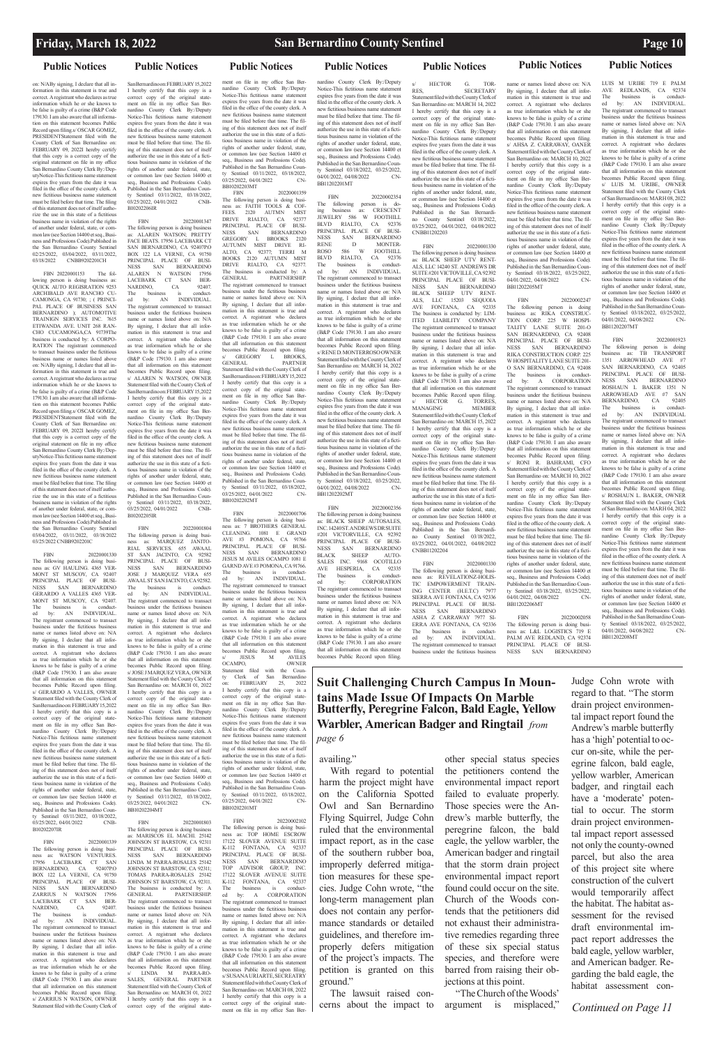## Public Notices

on: N/A By signing, I declare that all information in this statement is true and correct. A registrant who declares as true information which he or she knows to be false is guilty of a crime (B&P Code 179130. I am also aware that all information on this statement becomes Public Record upon filing.s/ OSCAR GOMEZ, PRESIDENTStatement filed with the County Clerk of San Bernardino on: FEBRUARY 09, 20221 hereby certify that this copy is a correct copy of the original statement on file in my office San Bernardino County Clerk By:/DeputyNotice-This fictitious name statement expires five years from the date it was filed in the office of the county clerk. A new fictitious business name statement must be filed before that time. The filing of this statement does not of itself authorize the use in this state of a fictitious business name in violation of the rights of another under federal, state, or common law (see Section 14400 et seq., Business and Professions Code).Published in the San Bernardino County Sentinel 02/25/2022, 03/04/2022, 03/11/2022, 03/18/2022 CNBB920220CH

FBN 20220001153 The following person is doing business as: QUICK AUTO REGISRATION 9253 ARCHIBALD AVE RANCHO CUCAMONGA, CA 91730; ; ( PRINCIPAL PLACE OF BUSINESS SAN BERNARDINO ); AUTOMOTIVE TRAINING SERVICES INC. 7615 ETIWANDA AVE. UNIT 268 RANCHO CUCAMONGA,CA 91739The business is conducted by: A CORPORATION The registrant commenced to transact business under the fictitious business name or names listed above on: N/ABy signing, I declare that all information in this statement is true and correct. A registrant who declares as true information which he or she knows to be false is guilty of a crime (B&P Code 179130. I am also aware that all information on this statement becomes Public Record upon filing.s/ OSCAR GOMEZ, PRESIDENTStatement filed with the County Clerk of San Bernardino on: FEBRUARY 09, 20221 hereby certify that this copy is a correct copy of the original statement on file in my office San Bernardino County Clerk By:/DeputyNotice-This fictitious name statement expires five years from the date it was filed in the office of the county clerk. A new fictitious business name statement must be filed before that time. The filing of this statement does not of itself authorize the use in this state of a fictitious business name in violation of the rights of another under federal, state, or common law (see Section 14400 et seq., Business and Professions Code).Published in the San Bernardino County Sentinel 03/04/2022, 03/11/2022, 03/18/2022 03/25/2022 CNBB920220IC

FBN 20220001330 The following person is doing business as: GV HAULING 4365 VERMONT ST MUSCOY, CA 92407 PRINCIPAL PLACE OF BUSINESS SAN BERNARDINO GERARDO A VALLES 4365 VERMONT ST MUSCOY, CA 92407. The business is conducted by: AN INDIVIDUAL. The registrant commenced to transact business under the fictitious business name or names listed above on: N/A By signing, I declare that all information in this statement is true and correct. A registrant who declares as true information which he or she knows to be false is guilty of a crime (B&P Code 179130. I am also aware that all information on this statement becomes Public Record upon filing. s/ GERARDO A VALLES, OWNER Statement filed with the County Clerk of San Bernardino on: FEBRUARY 15, 2022 I hereby certify that this copy is a correct copy of the original statement on file in my office San Bernardino County Clerk By:/Deputy Notice-This fictitious name statement expires five years from the date it was filed in the office of the county clerk. A new fictitious business name statement must be filed before that time. The filing of this statement does not of itself authorize the use in this state of a fictitious business name in violation of the rights of another under federal, state, or common law (see Section 14400 et seq., Business and Professions Code). Published in the San Bernardino County Sentinel 03/11/2022, 03/18/2022, 03/25/2022, 04/01/2022 CNBB1202207IR

FBN 20220001339 The following person is doing business as: WATSON VENTURES. 17956 LACEBARK CT SAN BERNARDINO, CA 92407PO BOX 122 LA VERNE, CA 91750 PRINCIPAL PLACE OF BUSINESS SAN BERNARDINO ZARRIUS N WATSON 17956 LACEBARK CT SAN BERNARDINO, CA 92407. The business is conducted by: AN INDIVIDUAL. The registrant commenced to transact business under the fictitious business name or names listed above on: N/A By signing, I declare that all information in this statement is true and correct. A registrant who declares as true information which he or she knows to be false is guilty of a crime (B&P Code 179130. I am also aware that all information on this statement becomes Public Record upon filing. s/ ZARRIUS N WATSON, OWNER Statement filed with the County Clerk of San Bernardino on: FEBRUARY 15, 2022 I hereby certify that this copy is a correct copy of the original statement on file in my office San Bernardino County Clerk By:/Deputy Notice-This fictitious name statement expires five years from the date it was filed in the office of the county clerk. A new fictitious business name statement must be filed before that time. The filing of this statement does not of itself authorize the use in this state of a fictitious business name in violation of the rights of another under federal, state, or common law (see Section 14400 et seq., Business and Professions Code). Published in the San Bernardino County Sentinel 03/11/2022, 03/18/2022, 03/25/2022, 04/01/2022 CNBB1202206IR

FBN 20220001347 The following person is doing business as: ALAREN WATSON; PRETTY FACE BEATS. 17956 LACEBARK CT SAN BERNARDINO, CA 92407PO BOX 122 LA VERNE, CA 91750 PRINCIPAL PLACE OF BUSINESS SAN BERNARDINO ALAREN N WATSON 17956 LACEBARK CT SAN BERNARDINO, CA 92407. The business is conducted by: AN INDIVIDUAL. The registrant commenced to transact business under the fictitious business name or names listed above on: N/A By signing, I declare that all information in this statement is true and correct. A registrant who declares as true information which he or she knows to be false is guilty of a crime (B&P Code 179130. I am also aware that all information on this statement becomes Public Record upon filing. s/ ALAREN N WATSON, OWNER Statement filed with the County Clerk of San Bernardino on: FEBRUARY 15, 2022 I hereby certify that this copy is a correct copy of the original statement on file in my office San Bernardino County Clerk By:/Deputy Notice-This fictitious name statement expires five years from the date it was filed in the office of the county clerk. A new fictitious business name statement must be filed before that time. The filing of this statement does not of itself authorize the use in this state of a fictitious business name in violation of the rights of another under federal, state, or common law (see Section 14400 et seq., Business and Professions Code). Published in the San Bernardino County Sentinel 03/11/2022, 03/18/2022, 03/25/2022, 04/01/2022 CNBB1202205IR

FBN 20220001804 The following person is doing business as: MARQUEZ JANITORIAL SERVICES. 655 AWAAL ST SAN JACINTO, CA 92582 PRINCIPAL PLACE OF BUSINESS SAN BERNARDINO JOSE J MARQUEZ VERA 655 AWAAL ST SAN JACINTO, CA 92582. The business is conducted by: AN INDIVIDUAL. The registrant commenced to transact business under the fictitious business name or names listed above on: N/A By signing, I declare that all information in this statement is true and correct. A registrant who declares as true information which he or she knows to be false is guilty of a crime (B&P Code 179130. I am also aware that all information on this statement becomes Public Record upon filing. s/ JOSE J MARQUEZ VERA, OWNER Statement filed with the County Clerk of San Bernardino on: MARCH 01, 2022 I hereby certify that this copy is a correct copy of the original statement on file in my office San Bernardino County Clerk By:/Deputy Notice-This fictitious name statement expires five years from the date it was filed in the office of the county clerk. A new fictitious business name statement must be filed before that time. The filing of this statement does not of itself authorize the use in this state of a fictitious business name in violation of the rights of another under federal, state, or common law (see Section 14400 et seq., Business and Professions Code). Published in the San Bernardino County Sentinel 03/11/2022, 03/18/2022, 03/25/2022, 04/01/2022 CNBB1202204MT

FBN 20220001803 The following person is doing business as: MARISCOS EL MACHI. 25142 JOHNSON ST BARSTOW, CA 92311 PRINCIPAL PLACE OF BUSINESS SAN BERNARDINO LINDA M PARRA-ROSALES 25142 JOHNSON ST BARSTOW, CA 92311; TOMAS PARRA-ROSALES 25142 JOHNSON ST BARSTOW, CA 92311. The business is conducted by: A GENERAL PARTNERSHIP. The registrant commenced to transact business under the fictitious business name or names listed above on: N/A By signing, I declare that all information in this statement is true and correct. A registrant who declares as true information which he or she knows to be false is guilty of a crime (B&P Code 179130. I am also aware that all information on this statement becomes Public Record upon filing. s/ LINDA M PARRA-ROSALES, GENERAL PARTNER Statement filed with the County Clerk of San Bernardino on: MARCH 01, 2022 I hereby certify that this copy is a correct copy of the original statement on file in my office San Bernardino County Clerk By:/Deputy Notice-This fictitious name statement expires five years from the date it was filed in the office of the county clerk. A new fictitious business name statement must be filed before that time. The filing of this statement does not of itself authorize the use in this state of a fictitious business name in violation of the rights of another under federal, state, or common law (see Section 14400 et seq., Business and Professions Code). Published in the San Bernardino County Sentinel 03/11/2022, 03/18/2022, 03/25/2022, 04/01/2022 CNBB1202203MT

FBN 20220001359 The following person is doing business as: FAITH TOOLS & COFFEES. 2120 AUTMN MIST DRIVE RIALTO, CA 92377 PRINCIPAL PLACE OF BUSINESS SAN BERNARDINO GREGORY L BROOKS 2120 AUTUMN MIST DRIVE RIALTO, CA 92377; TERRI M BOOKS 2120 AUTUMN MIST DRIVE RIALTO, CA 92377. The business is conducted by: A GENERAL PARTNERSHIP. The registrant commenced to transact business under the fictitious business name or names listed above on: N/A By signing, I declare that all information in this statement is true and correct. A registrant who declares as true information which he or she knows to be false is guilty of a crime (B&P Code 179130. I am also aware that all information on this statement becomes Public Record upon filing. s/ GREGORY L BROOKS, GENERAL PARTNER Statement filed with the County Clerk of San Bernardino on: FEBRUARY 15, 2022 I hereby certify that this copy is a correct copy of the original statement on file in my office San Bernardino County Clerk By:/Deputy Notice-This fictitious name statement expires five years from the date it was filed in the office of the county clerk. A new fictitious business name statement must be filed before that time. The filing of this statement does not of itself authorize the use in this state of a fictitious business name in violation of the rights of another under federal, state, or common law (see Section 14400 et seq., Business and Professions Code). Published in the San Bernardino County Sentinel 03/11/2022, 03/18/2022, 03/25/2022, 04/01/2022 CNBB1202202MT

FBN 20220001706 The following person is doing business as: 7 BROTHERS GENERAL CLEANING. 1081 E GRAND AVE #3 POMONA, CA 91766 PRINCIPAL PLACE OF BUSINESS SAN BERNARDINO JESUS M AVILES OCAMPO 1081 E GARND AVE #3 POMONA, CA 91766. The business is conducted by: AN INDIVIDUAL. The registrant commenced to transact business under the fictitious business name or names listed above on: N/A By signing, I declare that all information in this statement is true and correct. A registrant who declares as true information which he or she knows to be false is guilty of a crime (B&P Code 179130. I am also aware that all information on this statement becomes Public Record upon filing. s/ JESUS M AVILES OCAMPO, OWNER Statement filed with the County Clerk of San Bernardino on: FEBRUARY 25, 2022 I hereby certify that this copy is a correct copy of the original statement on file in my office San Bernardino County Clerk By:/Deputy Notice-This fictitious name statement expires five years from the date it was filed in the office of the county clerk. A new fictitious business name statement must be filed before that time. The filing of this statement does not of itself authorize the use in this state of a fictitious business name in violation of the rights of another under federal, state, or common law (see Section 14400 et seq., Business and Professions Code). Published in the San Bernardino County Sentinel 03/11/2022, 03/18/2022, 03/25/2022, 04/01/2022 CNBB1202201MT

FBN 20220002102 The following person is doing business as: TOP HOME ESCROW 17122 SLOVER AVENUE SUITE K-112 FONTANA, CA 92337 PRINCIPAL PLACE OF BUSINESS SAN BERNARDINO TOP ADVISOR GROUP, INC. 17122 SLOVER AVENUE SUITE K-112 FONTANA, CA 92337 The business is conducted by: A CORPORATION The registrant commenced to transact business under the fictitious business name or names listed above on: N/A By signing, I declare that all information in this statement is true and correct. A registrant who declares as true information which he or she knows to be false is guilty of a crime (B&P Code 179130. I am also aware that all information on this statement becomes Public Record upon filing. s/ SUSANA URIARTE, SECRETARY Statement filed with the County Clerk of San Bernardino on: MARCH 08, 2022 I hereby certify that this copy is a correct copy of the original statement on file in my office San Bernardino County Clerk By:/Deputy Notice-This fictitious name statement expires five years from the date it was filed in the office of the county clerk. A new fictitious business name statement must be filed before that time. The filing of this statement does not of itself authorize the use in this state of a fictitious business name in violation of the rights of another under federal, state, or common law (see Section 14400 et seq., Business and Professions Code). Published in the San Bernardino County Sentinel 03/18/2022, 03/25/2022, 04/01/2022, 04/08/2022 CNBB1202201MT

FBN 20220002354 The following person is doing business as: CRESCENT JEWELRY 586 W FOOTHILL BLVD RIALTO, CA 92376 PRINCIPAL PLACE OF BUSINESS SAN BERNARDINO RENE D MONTERROSO 586 W FOOTHILL BLVD RIALTO, CA 92376 The business is conducted by: AN INDIVIDUAL. The registrant commenced to transact business under the fictitious business name or names listed above on: N/A By signing, I declare that all information in this statement is true and correct. A registrant who declares as true information which he or she knows to be false is guilty of a crime (B&P Code 179130. I am also aware that all information on this statement becomes Public Record upon filing. s/ RENE D. MONTERROSO OWNER Statement filed with the County Clerk of San Bernardino on: MARCH 14, 2022 I hereby certify that this copy is a correct copy of the original statement on file in my office San Bernardino County Clerk By:/Deputy Notice-This fictitious name statement expires five years from the date it was filed in the office of the county clerk. A new fictitious business name statement must be filed before that time. The filing of this statement does not of itself authorize the use in this state of a fictitious business name in violation of the rights of another under federal, state, or common law (see Section 14400 et seq., Business and Professions Code). Published in the San Bernardino County Sentinel 03/18/2022, 03/25/2022, 04/01/2022, 04/08/2022 CNBB1202202MT

FBN 20220002356 The following person is doing business as: BLACK SHEEP AUTOSALES, INC. 14240 ST. ANDREWS DR SUITE #201 VICTORVILLE, CA 92392 PRINCIPAL PLACE OF BUSINESS SAN BERNARDINO BLACK SHEEP AUTOSALES INC. 9168 OCOTILLO AVE HESPERIA, CA 92335 The business is conducted by: CORPORATION The registrant commenced to transact business under the fictitious business name or names listed above on: N/A By signing, I declare that all information in this statement is true and correct. A registrant who declares as true information which he or she knows to be false is guilty of a crime (B&P Code 179130. I am also aware that all information on this statement becomes Public Record upon filing. s/ HECTOR G. TORRES, SECRETARY Statement filed with the County Clerk of San Bernardino on: MARCH 14, 2022 I hereby certify that this copy is a correct copy of the original statement on file in my office San Bernardino County Clerk By:/Deputy Notice-This fictitious name statement expires five years from the date it was filed in the office of the county clerk. A new fictitious business name statement must be filed before that time. The filing of this statement does not of itself authorize the use in this state of a fictitious business name in violation of the rights of another under federal, state, or common law (see Section 14400 et seq., Business and Professions Code). Published in the San Bernardino County Sentinel 03/18/2022, 03/25/2022, 04/01/2022, 04/08/2022 CNBB1202203

FBN 20220001330 The following person is doing business as: BLACK SHEEP UTV RENTALS, LLC 14240 ST. ANDREWS DR SUITE #201 VICTORVILLE, CA 92392 PRINCIPAL PLACE OF BUSINESS SAN BERNARDINO BLACK SHEEP UTV RENTALS, LLC 15203 SEQUOIA AVE FONTANA, CA 92335 The business is conducted by: LIMITED LIABILITY COMPANY The registrant commenced to transact business under the fictitious business name or names listed above on: N/A By signing, I declare that all information in this statement is true and correct. A registrant who declares as true information which he or she knows to be false is guilty of a crime (B&P Code 179130. I am also aware that all information on this statement becomes Public Record upon filing. s/ HECTOR G. TORRES, MANAGING MEMBER Statement filed with the County Clerk of San Bernardino on: MARCH 15, 2022 I hereby certify that this copy is a correct copy of the original statement on file in my office San Bernardino County Clerk By:/Deputy Notice-This fictitious name statement expires five years from the date it was filed in the office of the county clerk. A new fictitious business name statement must be filed before that time. The filing of this statement does not of itself authorize the use in this state of a fictitious business name in violation of the rights of another under federal, state, or common law (see Section 14400 et seq., Business and Professions Code). Published in the San Bernardino County Sentinel 03/18/2022, 03/25/2022, 04/01/2022, 04/08/2022 CNBB1202204

FBN 20220001330 The following person is doing business as: REVELATIONZ-HOLISTIC EMPOWERMENT TRAINING CENTER (H.E.T.C) 7977 SIERRA AVE FONTANA, CA 92336 PRINCIPAL PLACE OF BUSINESS SAN BERNARDINO ASHA Z CARRAWAY 7977 SIERRA AVE FONTANA, CA 92336 The business is conducted by: AN INDIVIDUAL. The registrant commenced to transact business under the fictitious business name or names listed above on: N/A By signing, I declare that all information in this statement is true and correct. A registrant who declares as true information which he or she knows to be false is guilty of a crime (B&P Code 179130. I am also aware that all information on this statement becomes Public Record upon filing. s/ AHSA Z. CARRAWAY, OANER Statement filed with the County Clerk of San Bernardino on: MARCH 10, 2022 I hereby certify that this copy is a correct copy of the original statement on file in my office San Bernardino County Clerk By:/Deputy Notice-This fictitious name statement expires five years from the date it was filed in the office of the county clerk. A new fictitious business name statement must be filed before that time. The filing of this statement does not of itself authorize the use in this state of a fictitious business name in violation of the rights of another under federal, state, or common law (see Section 14400 et seq., Business and Professions Code). Published in the San Bernardino County Sentinel 03/18/2022, 03/25/2022, 04/01/2022, 04/08/2022 CNBB1202205MT

FBN 20220002247 The following person is doing business as: RIKA CONSTRUCTION CORP. 225 W HOSPITALITY LANE SUITE 201-O SAN BERNARDINO, CA 92408 PRINCIPAL PLACE OF BUSINESS SAN BERNARDINO RIKA CONSTRUCTION CORP. 225 W HOSPITALITY LANE SUITE 201-O SAN BERNARDINO, CA 92408 The business is conducted by: A CORPORATION The registrant commenced to transact business under the fictitious business name or names listed above on: N/A By signing, I declare that all information in this statement is true and correct. A registrant who declares as true information which he or she knows to be false is guilty of a crime (B&P Code 179130. I am also aware that all information on this statement becomes Public Record upon filing. s/ RONI R. BAHRAMI, CFO Statement filed with the County Clerk of San Bernardino on: MARCH 10, 2022 I hereby certify that this copy is a correct copy of the original statement on file in my office San Bernardino County Clerk By:/Deputy Notice-This fictitious name statement expires five years from the date it was filed in the office of the county clerk. A new fictitious business name statement must be filed before that time. The filing of this statement does not of itself authorize the use in this state of a fictitious business name in violation of the rights of another under federal, state, or common law (see Section 14400 et seq., Business and Professions Code). Published in the San Bernardino County Sentinel 03/18/2022, 03/25/2022, 04/01/2022, 04/08/2022 CNBB1202206MT

FBN 20220002058 The following person is doing business as: L&L LOGISTICS 719 E PALM AVE REDLAND, CA 92374 PRINCIPAL PLACE OF BUSINESS SAN BERNARDINO LUIS M URIBE 719 E PALM AVE REDLANDS, CA 92374 The business is conducted by: AN INDIVIDUAL. The registrant commenced to transact business under the fictitious business name or names listed above on: N/A By signing, I declare that all information in this statement is true and correct. A registrant who declares as true information which he or she knows to be false is guilty of a crime (B&P Code 179130. I am also aware that all information on this statement becomes Public Record upon filing. s/ LUIS M. URIBE, OWNER Statement filed with the County Clerk of San Bernardino on: MARH 08, 2022 I hereby certify that this copy is a correct copy of the original statement on file in my office San Bernardino County Clerk By:/Deputy Notice-This fictitious name statement expires five years from the date it was filed in the office of the county clerk. A new fictitious business name statement must be filed before that time. The filing of this statement does not of itself authorize the use in this state of a fictitious business name in violation of the rights of another under federal, state, or common law (see Section 14400 et seq., Business and Professions Code). Published in the San Bernardino County Sentinel 03/18/2022, 03/25/2022, 04/01/2022, 04/08/2022 CNBB1202207MT

FBN 20220001923 The following person is doing business as: TB TRANSPORT 1351 ARROWHEAD AVE #7 SAN BERNARDINO, CA 92405 PRINCIPAL PLACE OF BUSINESS SAN BERNARDINO ROSHAUN L BAKER 1351 N ARROWHEAD AVE #7 SAN BERNARDINO, CA 92405 The business is conducted by: AN INDIVIDUAL The registrant commenced to transact business under the fictitious business name or names listed above on: N/A By signing, I declare that all information in this statement is true and correct. A registrant who declares as true information which he or she knows to be false is guilty of a crime (B&P Code 179130. I am also aware that all information on this statement becomes Public Record upon filing. s/ ROSHAUN L. BAKER, OWNER Statement filed with the County Clerk of San Bernardino on: MARH 04, 2022 I hereby certify that this copy is a correct copy of the original statement on file in my office San Bernardino County Clerk By:/Deputy Notice-This fictitious name statement expires five years from the date it was filed in the office of the county clerk. A new fictitious business name statement must be filed before that time. The filing of this statement does not of itself authorize the use in this state of a fictitious business name in violation of the rights of another under federal, state, or common law (see Section 14400 et seq., Business and Professions Code). Published in the San Bernardino County Sentinel 03/18/2022, 03/25/2022, 04/01/2022, 04/08/2022 CNBB1202208MT

## Suit Challenging Church Campus In Mountains Made Issue Of Impacts On Marble Butterfly, Peregrine Falcon, Bald Eagle, Yellow Warbler, American Badger and Ringtail *from page 6*

availing."

With regard to potential harm the project might have on the California Spotted Owl and San Bernardino Flying Squirrel, Judge Cohn ruled that the environmental impact report, as in the case of the southern rubber boa, improperly deferred mitigation measures for these species. Judge Cohn wrote, "the long-term management plan does not contain any performance standards or detailed guidelines, and therefore improperly defers mitigation of the project's impacts. The petition is granted on this ground."

The lawsuit raised concerns about the impact to other special status species the petitioners contend the environmental impact report failed to evaluate properly. Those species were the Andrew's marble butterfly, the peregrine falcon, the bald eagle, the yellow warbler, the American badger and ringtail that the storm drain project environmental impact report found could occur on the site. Church of the Woods contends that the petitioners did not exhaust their administrative remedies regarding three of these six special status species, and therefore were barred from raising their objections at this point.

"The Church of the Woods' argument is misplaced," Judge Cohn wrote with regard to that. "The storm drain project environmental impact report found the Andrew's marble butterfly has a 'high' potential to occur on-site, while the peregrine falcon, bald eagle, yellow warbler, American badger, and ringtail each have a 'moderate' potential to occur. The storm drain project environmental impact report assessed not only the county-owned parcel, but also the area of this project site where construction of the culvert would temporarily affect the habitat. The habitat assessment for the revised draft environmental impact report addresses the bald eagle, yellow warbler, and American badger. Regarding the bald eagle, the habitat assessment con-

*Continued on Page 11*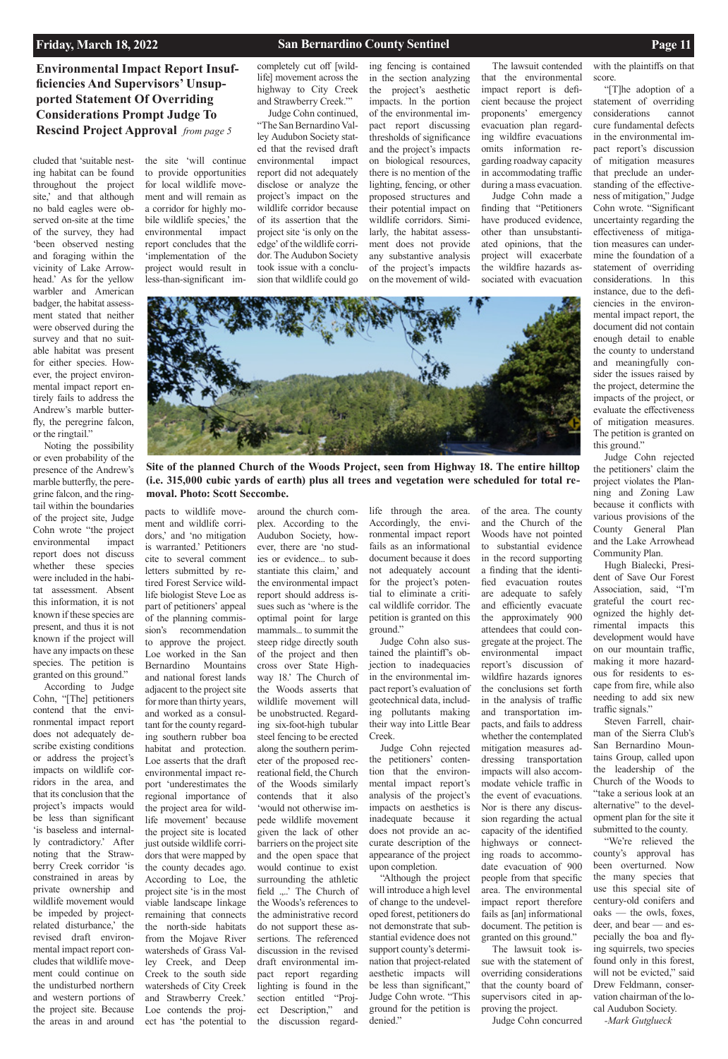## Environmental Impact Report Insufficiencies And Supervisors' Unsupported Statement Of Overriding Considerations Prompt Judge To Rescind Project Approval *from page 5*

cluded that 'suitable nesting habitat can be found throughout the project site,' and that although no bald eagles were observed on-site at the time of the survey, they had 'been observed nesting and foraging within the vicinity of Lake Arrowhead.' As for the yellow warbler and American badger, the habitat assessment stated that neither were observed during the survey and that no suitable habitat was present for either species. However, the project environmental impact report entirely fails to address the Andrew's marble butterfly, the peregrine falcon, or the ringtail."

Noting the possibility or even probability of the presence of the Andrew's marble butterfly, the peregrine falcon, and the ringtail within the boundaries of the project site, Judge Cohn wrote "the project environmental impact report does not discuss whether these species were included in the habitat assessment. Absent this information, it is not known if these species are present, and thus it is not known if the project will have any impacts on these species. The petition is granted on this ground."

According to Judge Cohn, "[T]he petitioners contend that the environmental impact report does not adequately describe existing conditions or address the project's impacts on wildlife corridors in the area, and that its conclusion that the project's impacts would be less than significant 'is baseless and internally contradictory.' After noting that the Strawberry Creek corridor 'is constrained in areas by private ownership and wildlife movement would be impeded by project-related disturbance,' the revised draft environmental impact report concludes that wildlife movement could continue on the undisturbed northern and western portions of the project site. Because the areas in and around the site 'will continue to provide opportunities for local wildlife movement and will remain as a corridor for highly mobile wildlife species,' the environmental impact report concludes that the 'implementation of the project would result in less-than-significant impacts to wildlife movement and wildlife corridors,' and 'no mitigation is warranted.' Petitioners cite to several comment letters submitted by retired Forest Service wildlife biologist Steve Loe as part of petitioners' appeal of the planning commission's recommendation to approve the project. Loe worked in the San Bernardino Mountains and national forest lands adjacent to the project site for more than thirty years, and worked as a consultant for the county regarding southern rubber boa habitat and protection. Loe asserts that the draft environmental impact report 'underestimates the regional importance of the project area for wildlife movement' because the project site is located just outside wildlife corridors that were mapped by the county decades ago. According to Loe, the project site 'is in the most viable landscape linkage remaining that connects the north-side habitats from the Mojave River watersheds of Grass Valley Creek, and Deep Creek to the south side watersheds of City Creek and Strawberry Creek.' Loe contends the project has 'the potential to completely cut off [wildlife] movement across the highway to City Creek and Strawberry Creek.'"

Judge Cohn continued, "The San Bernardino Valley Audubon Society stated that the revised draft environmental impact report did not adequately disclose or analyze the project's impact on the wildlife corridor because of its assertion that the project site 'is only on the edge' of the wildlife corridor. The Audubon Society took issue with a conclusion that wildlife could go around the church complex. According to the Audubon Society, however, there are 'no studies or evidence... to substantiate this claim,' and the environmental impact report should address issues such as 'where is the optimal point for large mammals... to summit the steep ridge directly south of the project and then cross over State Highway 18.' The Church of the Woods asserts that wildlife movement will be unobstructed. Regarding six-foot-high tubular steel fencing to be erected along the southern perimeter of the proposed recreational field, the Church of the Woods similarly contends that it also 'would not otherwise impede wildlife movement given the lack of other barriers on the project site and the open space that would continue to exist surrounding the athletic field ….' The Church of the Woods's references to the administrative record do not support these assertions. The referenced discussion in the revised draft environmental impact report regarding lighting is found in the section entitled "Project Description," and the discussion regarding fencing is contained in the section analyzing the project's aesthetic impacts. In the portion of the environmental impact report discussing thresholds of significance and the project's impacts on biological resources, there is no mention of the lighting, fencing, or other proposed structures and their potential impact on wildlife corridors. Similarly, the habitat assessment document does not provide any substantive analysis of the project's impacts on the movement of wildlife through the area. Accordingly, the environmental impact report fails as an informational document because it does not adequately account for the project's potential to eliminate a critical wildlife corridor. The petition is granted on this ground."

Judge Cohn also sustained the plaintiff's objection to inadequacies in the environmental impact report's evaluation of geotechnical data, including pollutants making their way into Little Bear Creek.

Judge Cohn rejected the petitioners' contention that the environmental impact report's analysis of the project's impacts on aesthetics is inadequate because it does not provide an accurate description of the appearance of the project upon completion.

"Although the project will introduce a high level of change to the undeveloped forest, petitioners do not demonstrate that substantial evidence does not support county's determination that project-related aesthetic impacts will be less than significant," Judge Cohn wrote. "This ground for the petition is denied."

The lawsuit contended that the environmental impact report is deficient because the project proponents' emergency evacuation plan regarding wildfire evacuations omits information regarding roadway capacity in accommodating traffic during a mass evacuation.

Judge Cohn made a finding that "Petitioners have produced evidence, other than unsubstantiated opinions, that the project will exacerbate the wildfire hazards associated with evacuation of the area. The county and the Church of the Woods have not pointed to substantial evidence in the record supporting a finding that the identified evacuation routes are adequate to safely and efficiently evacuate the approximately 900 attendees that could congregate at the project. The environmental impact report's discussion of wildfire hazards ignores the conclusions set forth in the analysis of traffic and transportation impacts, and fails to address whether the contemplated mitigation measures addressing transportation impacts will also accommodate vehicle traffic in the event of evacuations. Nor is there any discussion regarding the actual capacity of the identified highways or connecting roads to accommodate evacuation of 900 people from that specific area. The environmental impact report therefore fails as [an] informational document. The petition is granted on this ground."

The lawsuit took issue with the statement of overriding considerations that the county board of supervisors cited in approving the project.

Judge Cohn concurred with the plaintiffs on that score.

"[T]he adoption of a statement of overriding considerations cannot cure fundamental defects in the environmental impact report's discussion of mitigation measures that preclude an understanding of the effectiveness of mitigation," Judge Cohn wrote. "Significant uncertainty regarding the effectiveness of mitigation measures can undermine the foundation of a statement of overriding considerations. In this instance, due to the deficiencies in the environmental impact report, the document did not contain enough detail to enable the county to understand and meaningfully consider the issues raised by the project, determine the impacts of the project, or evaluate the effectiveness of mitigation measures. The petition is granted on this ground."

Judge Cohn rejected the petitioners' claim the project violates the Planning and Zoning Law because it conflicts with various provisions of the County General Plan and the Lake Arrowhead Community Plan.

Hugh Bialecki, President of Save Our Forest Association, said, "I'm grateful the court recognized the highly detrimental impacts this development would have on our mountain traffic, making it more hazardous for residents to escape from fire, while also needing to add six new traffic signals."

Steven Farrell, chairman of the Sierra Club's San Bernardino Mountains Group, called upon the leadership of the Church of the Woods to "take a serious look at an alternative" to the development plan for the site it submitted to the county.

"We're relieved the county's approval has been overturned. Now the many species that use this special site of century-old conifers and oaks — the owls, foxes, deer, and bear — and especially the boa and flying squirrels, two species found only in this forest, will not be evicted," said Drew Feldmann, conservation chairman of the local Audubon Society.

*-Mark Gutglueck*

**Site of the planned Church of the Woods Project, seen from Highway 18. The entire hilltop (i.e. 315,000 cubic yards of earth) plus all trees and vegetation were scheduled for total removal. Photo: Scott Seccombe.**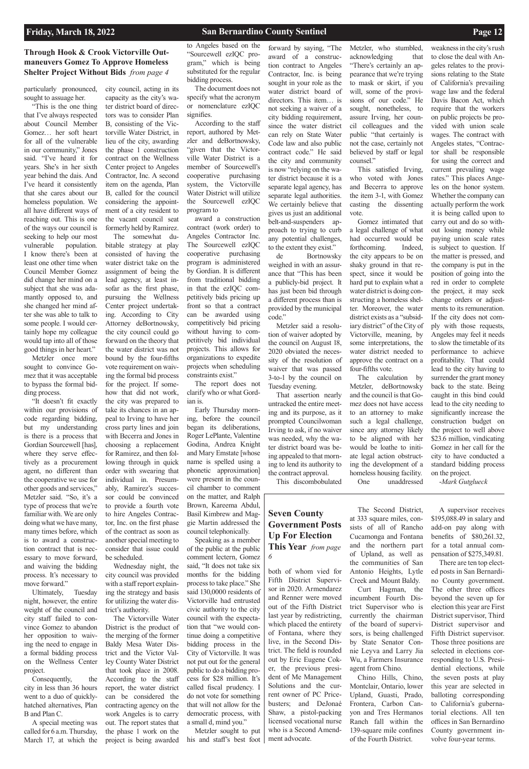## Through Hook & Crook Victorville Outmaneuvers Gomez To Approve Homeless Shelter Project Without Bids *from page 4*

particularly pronounced, sought to assuage her.

"This is the one thing that I've always respected about Council Member Gomez… her soft heart for all of the vulnerable in our community," Jones said. "I've heard it for years. She's in her sixth year behind the dais. And I've heard it consistently that she cares about our homeless population. We all have different ways of reaching out. This is one of the ways our council is seeking to help our most vulnerable population. I know there's been at least one other time when Council Member Gomez did change her mind on a subject that she was adamantly opposed to, and she changed her mind after she was able to talk to some people. I would certainly hope my colleague would tap into all of those good things in her heart."

Metzler once more sought to convince Gomez that it was acceptable to bypass the formal bidding process.

"It doesn't fit exactly within our provisions of code regarding bidding, but my understanding is there is a process that Gordian Sourcewell [has], where they serve effectively as a procurement agent, no different than the cooperative we use for other goods and services," Metzler said. "So, it's a type of process that we're familiar with. We are only doing what we have many, many times before, which is to award a construction contract that is necessary to move forward, and waiving the bidding process. It's necessary to move forward."

Ultimately, Tuesday night, however, the entire weight of the council and city staff failed to convince Gomez to abandon her opposition to waiving the need to engage in a formal bidding process on the Wellness Center project.

Consequently, the city in less than 36 hours went to a duo of quickly-hatched alternatives, Plan B and Plan C.

A special meeting was called for 6 a.m. Thursday, March 17, at which the city council, acting in its capacity as the city's water district board of directors was to consider Plan B, consisting of the Victorville Water District, in lieu of the city, awarding the phase 1 construction contract on the Wellness Center project to Angeles Contractor, Inc. A second item on the agenda, Plan B, called for the council considering the appointment of a city resident to the vacant council seat formerly held by Ramirez.

The somewhat dubitable strategy at play consisted of having the water district take on the assignment of being the lead agency, at least insofar as the first phase, pursuing the Wellness Center project undertaking. According to City Attorney deBortnowsky, the city council could go forward on the theory that the water district was not bound by the four-fifths vote requirement on waiving the formal bid process for the project. If somehow that did not work, the city was prepared to take its chances in an appeal to Irving to have her cross party lines and join with Becerra and Jones in choosing a replacement for Ramirez, and then following through in quick order with swearing that individual in. Presumably, Ramirez's successor could be convinced to provide a fourth vote to hire Angeles Contractor, Inc. on the first phase of the contract as soon as another special meeting to consider that issue could be scheduled.

Wednesday night, the city council was provided with a staff report explaining the strategy and basis for utilizing the water district's authority.

The Victorville Water District is the product of the merging of the former Baldy Mesa Water District and the Victor Valley County Water District that took place in 2008. According to the staff report, the water district can be considered the contracting agency on the work Angeles is to carry out. The report states that the phase 1 work on the project is being awarded to Angeles based on the "Sourcewell ezIQC program," which is being substituted for the regular bidding process.

The document does not specify what the acronym or nomenclature ezIQC signifies.

According to the staff report, authored by Metzler and deBortnowsky, "given that the Victorville Water District is a member of Sourcewell's cooperative purchasing system, the Victorville Water District will utilize the Sourcewell ezIQC program to

award a construction contract (work order) to Angeles Contractor Inc. The Sourcewell ezIQC cooperative purchasing program is administered by Gordian. It is different from traditional bidding in that the ezIQC competitively bids pricing up front so that a contract can be awarded using competitively bid pricing without having to competitively bid individual projects. This allows for organizations to expedite projects when scheduling constraints exist."

The report does not clarify who or what Gordian is.

Early Thursday morning, before the council began its deliberations, Roger LePlante, Valentine Godina, Andrea Knight and Mary Emstate [whose name is spelled using a phonetic approximation] were present in the council chamber to comment on the matter, and Ralph Brown, Kareema Abdul, Basil Kimbrew and Maggie Martin addressed the council telephonically.

Speaking as a member of the public at the public comment lectern, Gomez said, "It does not take six months for the bidding process to take place." She said 130,0000 residents of Victorville had entrusted civic authority to the city council with the expectation that "we would continue doing a competitive bidding process in the City of Victorville. It was not put out for the general public to do a bidding process for $28 million. It's called fiscal prudency. I do not vote for something that will not allow for the democratic process, with a small d, mind you."

Metzler sought to put his and staff's best foot forward by saying, "The award of a construction contract to Angeles Contractor, Inc. is being sought in your role as the water district board of directors. This item… is not seeking a waiver of a city bidding requirement, since the water district can rely on State Water Code law and also public contract code." He said the city and community is now "relying on the water district because it is a separate legal agency, has separate legal authorities. We certainly believe that gives us just an additional belt-and-suspenders approach to trying to curb any potential challenges, to the extent they exist."

de Bortnowsky weighed in with an assurance that "This has been a publicly-bid project. It has just been bid through a different process than is provided by the municipal code."

Metzler said a resolution of waiver adopted by the council on August 18, 2020 obviated the necessity of the resolution of waiver that was passed 3-to-1 by the council on Tuesday evening.

That assertion nearly untracked the entire meeting and its purpose, as it prompted Councilwoman Irving to ask, if no waiver was needed, why the water district board was being appealed to that morning to lend its authority to the contract approval.

This discombobulated Metzler, who stumbled, acknowledging that "There's certainly an appearance that we're trying to mask or skirt, if you will, some of the provisions of our code." He sought, nonetheless, to assure Irving, her council colleagues and the public "that certainly is not the case, certainly not believed by staff or legal counsel."

This satisfied Irving, who voted with Jones and Becerra to approve the item 3-1, with Gomez casting the dissenting vote.

Gomez intimated that a legal challenge of what had occurred would be forthcoming. Indeed, the city appears to be on shaky ground in that respect, since it would be hard put to explain what a water district is doing constructing a homeless shelter. Moreover, the water district exists as a "subsidiary district" of the City of Victorville, meaning, by some interpretations, the water district needed to approve the contract on a four-fifths vote.

The calculation by Metzler, deBortnowsky and the council is that Gomez does not have access to an attorney to make such a legal challenge, since any attorney likely to be aligned with her would be loathe to initiate legal action obstructing the development of a homeless housing facility.

One unaddressed weakness in the city's rush to close the deal with Angeles relates to the provisions relating to the State of California's prevailing wage law and the federal Davis Bacon Act, which require that the workers on public projects be provided with union scale wages. The contract with Angeles states, "Contractor shall be responsible for using the correct and current prevailing wage rates." This places Angeles on the honor system. Whether the company can actually perform the work it is being called upon to carry out and do so without losing money while paying union scale rates is subject to question. If the matter is pressed, and the company is put in the position of going into the red in order to complete the project, it may seek change orders or adjustments to its remuneration. If the city does not comply with those requests, Angeles may feel it needs to slow the timetable of its performance to achieve profitability. That could lead to the city having to surrender the grant money back to the state. Being caught in this bind could lead to the city needing to significantly increase the construction budget on the project to well above $23.6 million, vindicating Gomez in her call for the city to have conducted a standard bidding process on the project.

*-Mark Gutglueck*

## Seven County Government Posts Up For Election This Year *from page 6*

both of whom vied for Fifth District Supervisor in 2020. Armendarez and Renner were moved out of the Fifth District last year by redistricting, which placed the entirety of Fontana, where they live, in the Second District. The field is rounded out by Eric Eugene Coker, the previous president of Me Management Solutions and the current owner of PC Pricebusters; and DeJonaé Shaw, a pistol-packing licensed vocational nurse who is a Second Amendment advocate.

The Second District, at 333 square miles, consists of all of Rancho Cucamonga and Fontana and the northern part of Upland, as well as the communities of San Antonio Heights, Lytle Creek and Mount Baldy.

Curt Hagman, the incumbent Fourth District Supervisor who is currently the chairman of the board of supervisors, is being challenged by State Senator Connie Leyva and Larry Jia Wu, a Farmers Insurance agent from Chino.

Chino Hills, Chino, Montclair, Ontario, lower Upland, Guasti, Prado, Frontera, Carbon Canyon and Tres Hermanos Ranch fall within the 139-square mile confines of the Fourth District.

A supervisor receives $195,088.49 in salary and add-on pay along with benefits of $80,261.32, for a total annual compensation of $275,349.81.

There are ten top elected posts in San Bernardino County government. The other three offices beyond the seven up for election this year are First District supervisor, Third District supervisor and Fifth District supervisor. Those three positions are selected in elections corresponding to U.S. Presidential elections, while the seven posts at play this year are selected in balloting corresponding to California's gubernatorial elections. All ten offices in San Bernardino County government involve four-year terms.